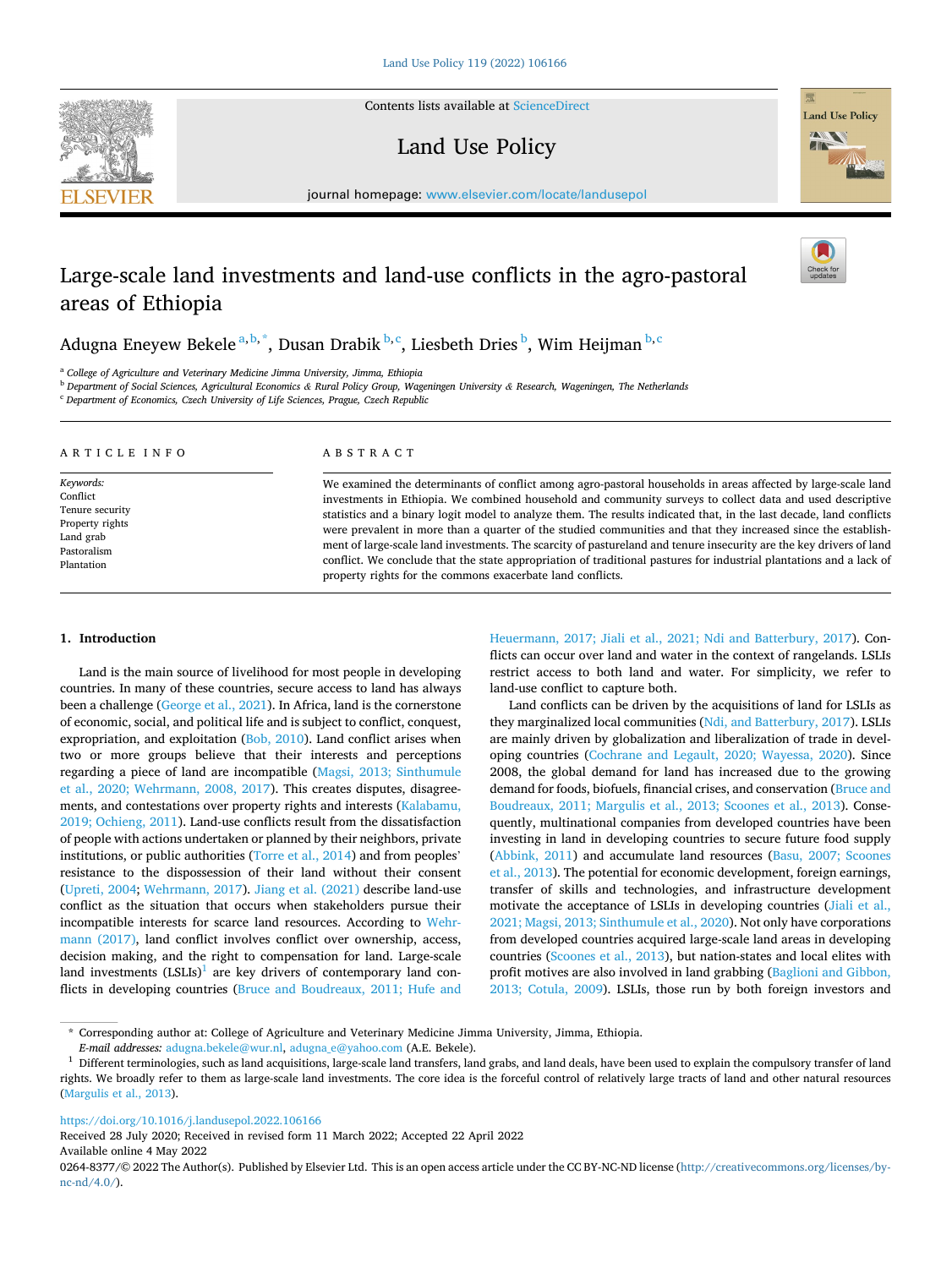# Large-scale land investments and land-use conflicts in the agro-pastoral areas of Ethiopia

Adugna Eneyew Bekele [a,b,*], Dusan Drabik [b,c], Liesbeth Dries [b], Wim Heijman [b,c]

[a] College of Agriculture and Veterinary Medicine Jimma University, Jimma, Ethiopia

[b] Department of Social Sciences, Agricultural Economics & Rural Policy Group, Wageningen University & Research, Wageningen, The Netherlands

[c] Department of Economics, Czech University of Life Sciences, Prague, Czech Republic

## ARTICLE INFO

*Keywords:*
Conflict
Tenure security
Property rights
Land grab
Pastoralism
Plantation

## ABSTRACT

We examined the determinants of conflict among agro-pastoral households in areas affected by large-scale land investments in Ethiopia. We combined household and community surveys to collect data and used descriptive statistics and a binary logit model to analyze them. The results indicated that, in the last decade, land conflicts were prevalent in more than a quarter of the studied communities and that they increased since the establishment of large-scale land investments. The scarcity of pastureland and tenure insecurity are the key drivers of land conflict. We conclude that the state appropriation of traditional pastures for industrial plantations and a lack of property rights for the commons exacerbate land conflicts.

## 1. Introduction

Land is the main source of livelihood for most people in developing countries. In many of these countries, secure access to land has always been a challenge (George et al., 2021). In Africa, land is the cornerstone of economic, social, and political life and is subject to conflict, conquest, expropriation, and exploitation (Bob, 2010). Land conflict arises when two or more groups believe that their interests and perceptions regarding a piece of land are incompatible (Magsi, 2013; Sinthumule et al., 2020; Wehrmann, 2008, 2017). This creates disputes, disagreements, and contestations over property rights and interests (Kalabamu, 2019; Ochieng, 2011). Land-use conflicts result from the dissatisfaction of people with actions undertaken or planned by their neighbors, private institutions, or public authorities (Torre et al., 2014) and from peoples' resistance to the dispossession of their land without their consent (Upreti, 2004; Wehrmann, 2017). Jiang et al. (2021) describe land-use conflict as the situation that occurs when stakeholders pursue their incompatible interests for scarce land resources. According to Wehrmann (2017), land conflict involves conflict over ownership, access, decision making, and the right to compensation for land. Large-scale land investments (LSLIs)[1] are key drivers of contemporary land conflicts in developing countries (Bruce and Boudreaux, 2011; Hufe and Heuermann, 2017; Jiali et al., 2021; Ndi and Batterbury, 2017). Conflicts can occur over land and water in the context of rangelands. LSLIs restrict access to both land and water. For simplicity, we refer to land-use conflict to capture both.

Land conflicts can be driven by the acquisitions of land for LSLIs as they marginalized local communities (Ndi, and Batterbury, 2017). LSLIs are mainly driven by globalization and liberalization of trade in developing countries (Cochrane and Legault, 2020; Wayessa, 2020). Since 2008, the global demand for land has increased due to the growing demand for foods, biofuels, financial crises, and conservation (Bruce and Boudreaux, 2011; Margulis et al., 2013; Scoones et al., 2013). Consequently, multinational companies from developed countries have been investing in land in developing countries to secure future food supply (Abbink, 2011) and accumulate land resources (Basu, 2007; Scoones et al., 2013). The potential for economic development, foreign earnings, transfer of skills and technologies, and infrastructure development motivate the acceptance of LSLIs in developing countries (Jiali et al., 2021; Magsi, 2013; Sinthumule et al., 2020). Not only have corporations from developed countries acquired large-scale land areas in developing countries (Scoones et al., 2013), but nation-states and local elites with profit motives are also involved in land grabbing (Baglioni and Gibbon, 2013; Cotula, 2009). LSLIs, those run by both foreign investors and

\* Corresponding author at: College of Agriculture and Veterinary Medicine Jimma University, Jimma, Ethiopia.
*E-mail addresses:* adugna.bekele@wur.nl, adugna_e@yahoo.com (A.E. Bekele).

[1] Different terminologies, such as land acquisitions, large-scale land transfers, land grabs, and land deals, have been used to explain the compulsory transfer of land rights. We broadly refer to them as large-scale land investments. The core idea is the forceful control of relatively large tracts of land and other natural resources (Margulis et al., 2013).

https://doi.org/10.1016/j.landusepol.2022.106166
Received 28 July 2020; Received in revised form 11 March 2022; Accepted 22 April 2022
Available online 4 May 2022
0264-8377/© 2022 The Author(s). Published by Elsevier Ltd. This is an open access article under the CC BY-NC-ND license (http://creativecommons.org/licenses/by-nc-nd/4.0/).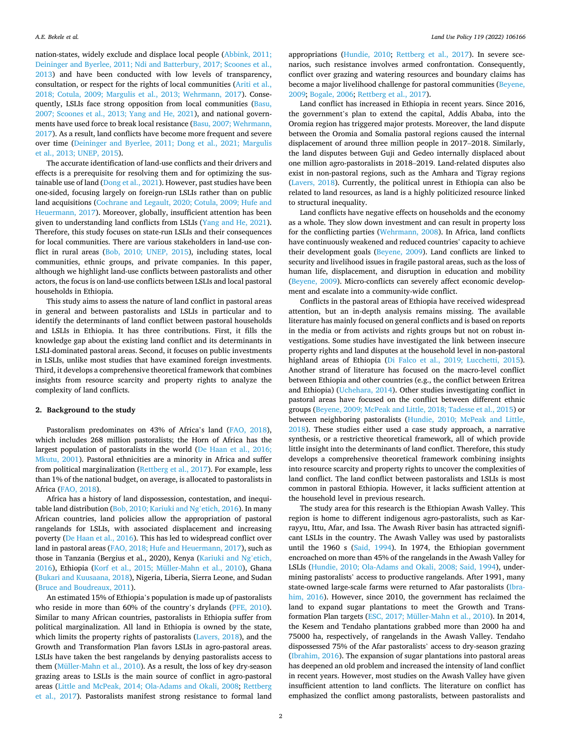nation-states, widely exclude and displace local people (Abbink, 2011; Deininger and Byerlee, 2011; Ndi and Batterbury, 2017; Scoones et al., 2013) and have been conducted with low levels of transparency, consultation, or respect for the rights of local communities (Ariti et al., 2018; Cotula, 2009; Margulis et al., 2013; Wehrmann, 2017). Consequently, LSLIs face strong opposition from local communities (Basu, 2007; Scoones et al., 2013; Yang and He, 2021), and national governments have used force to break local resistance (Basu, 2007; Wehrmann, 2017). As a result, land conflicts have become more frequent and severe over time (Deininger and Byerlee, 2011; Dong et al., 2021; Margulis et al., 2013; UNEP, 2015).

The accurate identification of land-use conflicts and their drivers and effects is a prerequisite for resolving them and for optimizing the sustainable use of land (Dong et al., 2021). However, past studies have been one-sided, focusing largely on foreign-run LSLIs rather than on public land acquisitions (Cochrane and Legault, 2020; Cotula, 2009; Hufe and Heuermann, 2017). Moreover, globally, insufficient attention has been given to understanding land conflicts from LSLIs (Yang and He, 2021). Therefore, this study focuses on state-run LSLIs and their consequences for local communities. There are various stakeholders in land-use conflict in rural areas (Bob, 2010; UNEP, 2015), including states, local communities, ethnic groups, and private companies. In this paper, although we highlight land-use conflicts between pastoralists and other actors, the focus is on land-use conflicts between LSLIs and local pastoral households in Ethiopia.

This study aims to assess the nature of land conflict in pastoral areas in general and between pastoralists and LSLIs in particular and to identify the determinants of land conflict between pastoral households and LSLIs in Ethiopia. It has three contributions. First, it fills the knowledge gap about the existing land conflict and its determinants in LSLI-dominated pastoral areas. Second, it focuses on public investments in LSLIs, unlike most studies that have examined foreign investments. Third, it develops a comprehensive theoretical framework that combines insights from resource scarcity and property rights to analyze the complexity of land conflicts.

## 2. Background to the study

Pastoralism predominates on 43% of Africa's land (FAO, 2018), which includes 268 million pastoralists; the Horn of Africa has the largest population of pastoralists in the world (De Haan et al., 2016; Mkutu, 2001). Pastoral ethnicities are a minority in Africa and suffer from political marginalization (Rettberg et al., 2017). For example, less than 1% of the national budget, on average, is allocated to pastoralists in Africa (FAO, 2018).

Africa has a history of land dispossession, contestation, and inequitable land distribution (Bob, 2010; Kariuki and Ng'etich, 2016). In many African countries, land policies allow the appropriation of pastoral rangelands for LSLIs, with associated displacement and increasing poverty (De Haan et al., 2016). This has led to widespread conflict over land in pastoral areas (FAO, 2018; Hufe and Heuermann, 2017), such as those in Tanzania (Bergius et al., 2020), Kenya (Kariuki and Ng'etich, 2016), Ethiopia (Korf et al., 2015; Müller-Mahn et al., 2010), Ghana (Bukari and Kuusaana, 2018), Nigeria, Liberia, Sierra Leone, and Sudan (Bruce and Boudreaux, 2011).

An estimated 15% of Ethiopia's population is made up of pastoralists who reside in more than 60% of the country's drylands (PFE, 2010). Similar to many African countries, pastoralists in Ethiopia suffer from political marginalization. All land in Ethiopia is owned by the state, which limits the property rights of pastoralists (Lavers, 2018), and the Growth and Transformation Plan favors LSLIs in agro-pastoral areas. LSLIs have taken the best rangelands by denying pastoralists access to them (Müller-Mahn et al., 2010). As a result, the loss of key dry-season grazing areas to LSLIs is the main source of conflict in agro-pastoral areas (Little and McPeak, 2014; Ola-Adams and Okali, 2008; Rettberg et al., 2017). Pastoralists manifest strong resistance to formal land appropriations (Hundie, 2010; Rettberg et al., 2017). In severe scenarios, such resistance involves armed confrontation. Consequently, conflict over grazing and watering resources and boundary claims has become a major livelihood challenge for pastoral communities (Beyene, 2009; Bogale, 2006; Rettberg et al., 2017).

Land conflict has increased in Ethiopia in recent years. Since 2016, the government's plan to extend the capital, Addis Ababa, into the Oromia region has triggered major protests. Moreover, the land dispute between the Oromia and Somalia pastoral regions caused the internal displacement of around three million people in 2017–2018. Similarly, the land disputes between Guji and Gedeo internally displaced about one million agro-pastoralists in 2018–2019. Land-related disputes also exist in non-pastoral regions, such as the Amhara and Tigray regions (Lavers, 2018). Currently, the political unrest in Ethiopia can also be related to land resources, as land is a highly politicized resource linked to structural inequality.

Land conflicts have negative effects on households and the economy as a whole. They slow down investment and can result in property loss for the conflicting parties (Wehrmann, 2008). In Africa, land conflicts have continuously weakened and reduced countries' capacity to achieve their development goals (Beyene, 2009). Land conflicts are linked to security and livelihood issues in fragile pastoral areas, such as the loss of human life, displacement, and disruption in education and mobility (Beyene, 2009). Micro-conflicts can severely affect economic development and escalate into a community-wide conflict.

Conflicts in the pastoral areas of Ethiopia have received widespread attention, but an in-depth analysis remains missing. The available literature has mainly focused on general conflicts and is based on reports in the media or from activists and rights groups but not on robust investigations. Some studies have investigated the link between insecure property rights and land disputes at the household level in non-pastoral highland areas of Ethiopia (Di Falco et al., 2019; Lucchetti, 2015). Another strand of literature has focused on the macro-level conflict between Ethiopia and other countries (e.g., the conflict between Eritrea and Ethiopia) (Uchehara, 2014). Other studies investigating conflict in pastoral areas have focused on the conflict between different ethnic groups (Beyene, 2009; McPeak and Little, 2018; Tadesse et al., 2015) or between neighboring pastoralists (Hundie, 2010; McPeak and Little, 2018). These studies either used a case study approach, a narrative synthesis, or a restrictive theoretical framework, all of which provide little insight into the determinants of land conflict. Therefore, this study develops a comprehensive theoretical framework combining insights into resource scarcity and property rights to uncover the complexities of land conflict. The land conflict between pastoralists and LSLIs is most common in pastoral Ethiopia. However, it lacks sufficient attention at the household level in previous research.

The study area for this research is the Ethiopian Awash Valley. This region is home to different indigenous agro-pastoralists, such as Karrayyu, Ittu, Afar, and Issa. The Awash River basin has attracted significant LSLIs in the country. The Awash Valley was used by pastoralists until the 1960 s (Said, 1994). In 1974, the Ethiopian government encroached on more than 45% of the rangelands in the Awash Valley for LSLIs (Hundie, 2010; Ola-Adams and Okali, 2008; Said, 1994), undermining pastoralists' access to productive rangelands. After 1991, many state-owned large-scale farms were returned to Afar pastoralists (Ibrahim, 2016). However, since 2010, the government has reclaimed the land to expand sugar plantations to meet the Growth and Transformation Plan targets (ESC, 2017; Müller-Mahn et al., 2010). In 2014, the Kesem and Tendaho plantations grabbed more than 2000 ha and 75000 ha, respectively, of rangelands in the Awash Valley. Tendaho dispossessed 75% of the Afar pastoralists' access to dry-season grazing (Ibrahim, 2016). The expansion of sugar plantations into pastoral areas has deepened an old problem and increased the intensity of land conflict in recent years. However, most studies on the Awash Valley have given insufficient attention to land conflicts. The literature on conflict has emphasized the conflict among pastoralists, between pastoralists and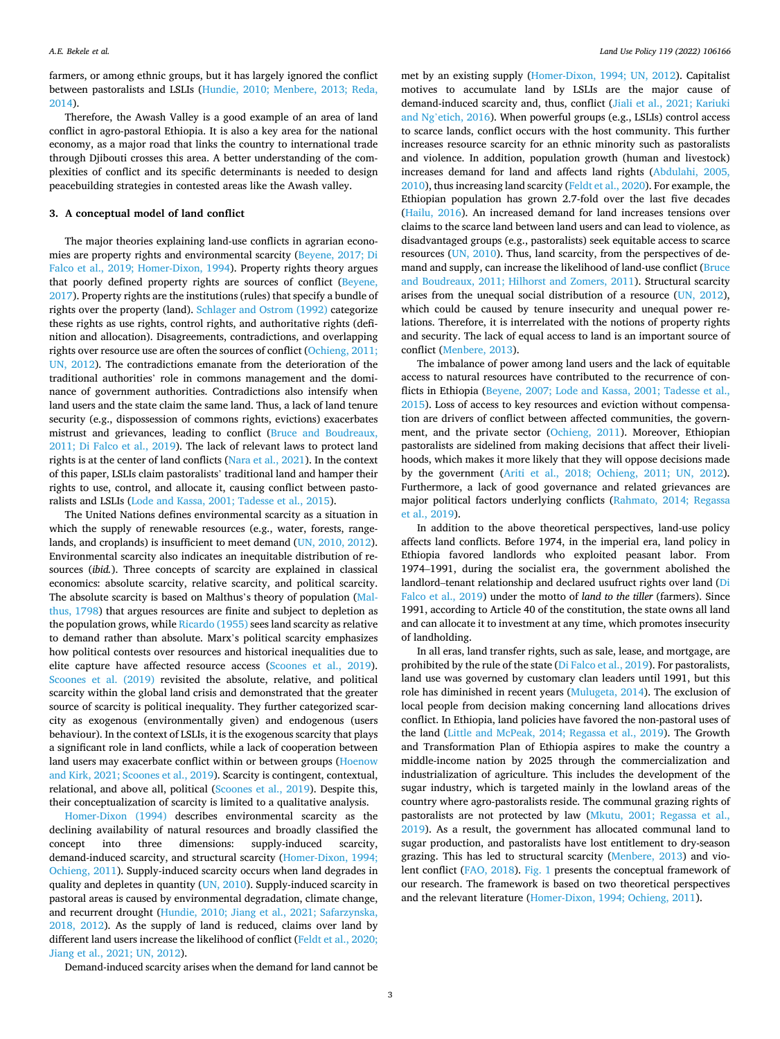farmers, or among ethnic groups, but it has largely ignored the conflict between pastoralists and LSLIs (Hundie, 2010; Menbere, 2013; Reda, 2014).

Therefore, the Awash Valley is a good example of an area of land conflict in agro-pastoral Ethiopia. It is also a key area for the national economy, as a major road that links the country to international trade through Djibouti crosses this area. A better understanding of the complexities of conflict and its specific determinants is needed to design peacebuilding strategies in contested areas like the Awash valley.

## 3. A conceptual model of land conflict

The major theories explaining land-use conflicts in agrarian economies are property rights and environmental scarcity (Beyene, 2017; Di Falco et al., 2019; Homer-Dixon, 1994). Property rights theory argues that poorly defined property rights are sources of conflict (Beyene, 2017). Property rights are the institutions (rules) that specify a bundle of rights over the property (land). Schlager and Ostrom (1992) categorize these rights as use rights, control rights, and authoritative rights (definition and allocation). Disagreements, contradictions, and overlapping rights over resource use are often the sources of conflict (Ochieng, 2011; UN, 2012). The contradictions emanate from the deterioration of the traditional authorities' role in commons management and the dominance of government authorities. Contradictions also intensify when land users and the state claim the same land. Thus, a lack of land tenure security (e.g., dispossession of commons rights, evictions) exacerbates mistrust and grievances, leading to conflict (Bruce and Boudreaux, 2011; Di Falco et al., 2019). The lack of relevant laws to protect land rights is at the center of land conflicts (Nara et al., 2021). In the context of this paper, LSLIs claim pastoralists' traditional land and hamper their rights to use, control, and allocate it, causing conflict between pastoralists and LSLIs (Lode and Kassa, 2001; Tadesse et al., 2015).

The United Nations defines environmental scarcity as a situation in which the supply of renewable resources (e.g., water, forests, rangelands, and croplands) is insufficient to meet demand (UN, 2010, 2012). Environmental scarcity also indicates an inequitable distribution of resources (*ibid.*). Three concepts of scarcity are explained in classical economics: absolute scarcity, relative scarcity, and political scarcity. The absolute scarcity is based on Malthus's theory of population (Malthus, 1798) that argues resources are finite and subject to depletion as the population grows, while Ricardo (1955) sees land scarcity as relative to demand rather than absolute. Marx's political scarcity emphasizes how political contests over resources and historical inequalities due to elite capture have affected resource access (Scoones et al., 2019). Scoones et al. (2019) revisited the absolute, relative, and political scarcity within the global land crisis and demonstrated that the greater source of scarcity is political inequality. They further categorized scarcity as exogenous (environmentally given) and endogenous (users behaviour). In the context of LSLIs, it is the exogenous scarcity that plays a significant role in land conflicts, while a lack of cooperation between land users may exacerbate conflict within or between groups (Hoenow and Kirk, 2021; Scoones et al., 2019). Scarcity is contingent, contextual, relational, and above all, political (Scoones et al., 2019). Despite this, their conceptualization of scarcity is limited to a qualitative analysis.

Homer-Dixon (1994) describes environmental scarcity as the declining availability of natural resources and broadly classified the concept into three dimensions: supply-induced scarcity, demand-induced scarcity, and structural scarcity (Homer-Dixon, 1994; Ochieng, 2011). Supply-induced scarcity occurs when land degrades in quality and depletes in quantity (UN, 2010). Supply-induced scarcity in pastoral areas is caused by environmental degradation, climate change, and recurrent drought (Hundie, 2010; Jiang et al., 2021; Safarzynska, 2018, 2012). As the supply of land is reduced, claims over land by different land users increase the likelihood of conflict (Feldt et al., 2020; Jiang et al., 2021; UN, 2012).

Demand-induced scarcity arises when the demand for land cannot be met by an existing supply (Homer-Dixon, 1994; UN, 2012). Capitalist motives to accumulate land by LSLIs are the major cause of demand-induced scarcity and, thus, conflict (Jiali et al., 2021; Kariuki and Ng'etich, 2016). When powerful groups (e.g., LSLIs) control access to scarce lands, conflict occurs with the host community. This further increases resource scarcity for an ethnic minority such as pastoralists and violence. In addition, population growth (human and livestock) increases demand for land and affects land rights (Abdulahi, 2005, 2010), thus increasing land scarcity (Feldt et al., 2020). For example, the Ethiopian population has grown 2.7-fold over the last five decades (Hailu, 2016). An increased demand for land increases tensions over claims to the scarce land between land users and can lead to violence, as disadvantaged groups (e.g., pastoralists) seek equitable access to scarce resources (UN, 2010). Thus, land scarcity, from the perspectives of demand and supply, can increase the likelihood of land-use conflict (Bruce and Boudreaux, 2011; Hilhorst and Zomers, 2011). Structural scarcity arises from the unequal social distribution of a resource (UN, 2012), which could be caused by tenure insecurity and unequal power relations. Therefore, it is interrelated with the notions of property rights and security. The lack of equal access to land is an important source of conflict (Menbere, 2013).

The imbalance of power among land users and the lack of equitable access to natural resources have contributed to the recurrence of conflicts in Ethiopia (Beyene, 2007; Lode and Kassa, 2001; Tadesse et al., 2015). Loss of access to key resources and eviction without compensation are drivers of conflict between affected communities, the government, and the private sector (Ochieng, 2011). Moreover, Ethiopian pastoralists are sidelined from making decisions that affect their livelihoods, which makes it more likely that they will oppose decisions made by the government (Ariti et al., 2018; Ochieng, 2011; UN, 2012). Furthermore, a lack of good governance and related grievances are major political factors underlying conflicts (Rahmato, 2014; Regassa et al., 2019).

In addition to the above theoretical perspectives, land-use policy affects land conflicts. Before 1974, in the imperial era, land policy in Ethiopia favored landlords who exploited peasant labor. From 1974–1991, during the socialist era, the government abolished the landlord–tenant relationship and declared usufruct rights over land (Di Falco et al., 2019) under the motto of *land to the tiller* (farmers). Since 1991, according to Article 40 of the constitution, the state owns all land and can allocate it to investment at any time, which promotes insecurity of landholding.

In all eras, land transfer rights, such as sale, lease, and mortgage, are prohibited by the rule of the state (Di Falco et al., 2019). For pastoralists, land use was governed by customary clan leaders until 1991, but this role has diminished in recent years (Mulugeta, 2014). The exclusion of local people from decision making concerning land allocations drives conflict. In Ethiopia, land policies have favored the non-pastoral uses of the land (Little and McPeak, 2014; Regassa et al., 2019). The Growth and Transformation Plan of Ethiopia aspires to make the country a middle-income nation by 2025 through the commercialization and industrialization of agriculture. This includes the development of the sugar industry, which is targeted mainly in the lowland areas of the country where agro-pastoralists reside. The communal grazing rights of pastoralists are not protected by law (Mkutu, 2001; Regassa et al., 2019). As a result, the government has allocated communal land to sugar production, and pastoralists have lost entitlement to dry-season grazing. This has led to structural scarcity (Menbere, 2013) and violent conflict (FAO, 2018). Fig. 1 presents the conceptual framework of our research. The framework is based on two theoretical perspectives and the relevant literature (Homer-Dixon, 1994; Ochieng, 2011).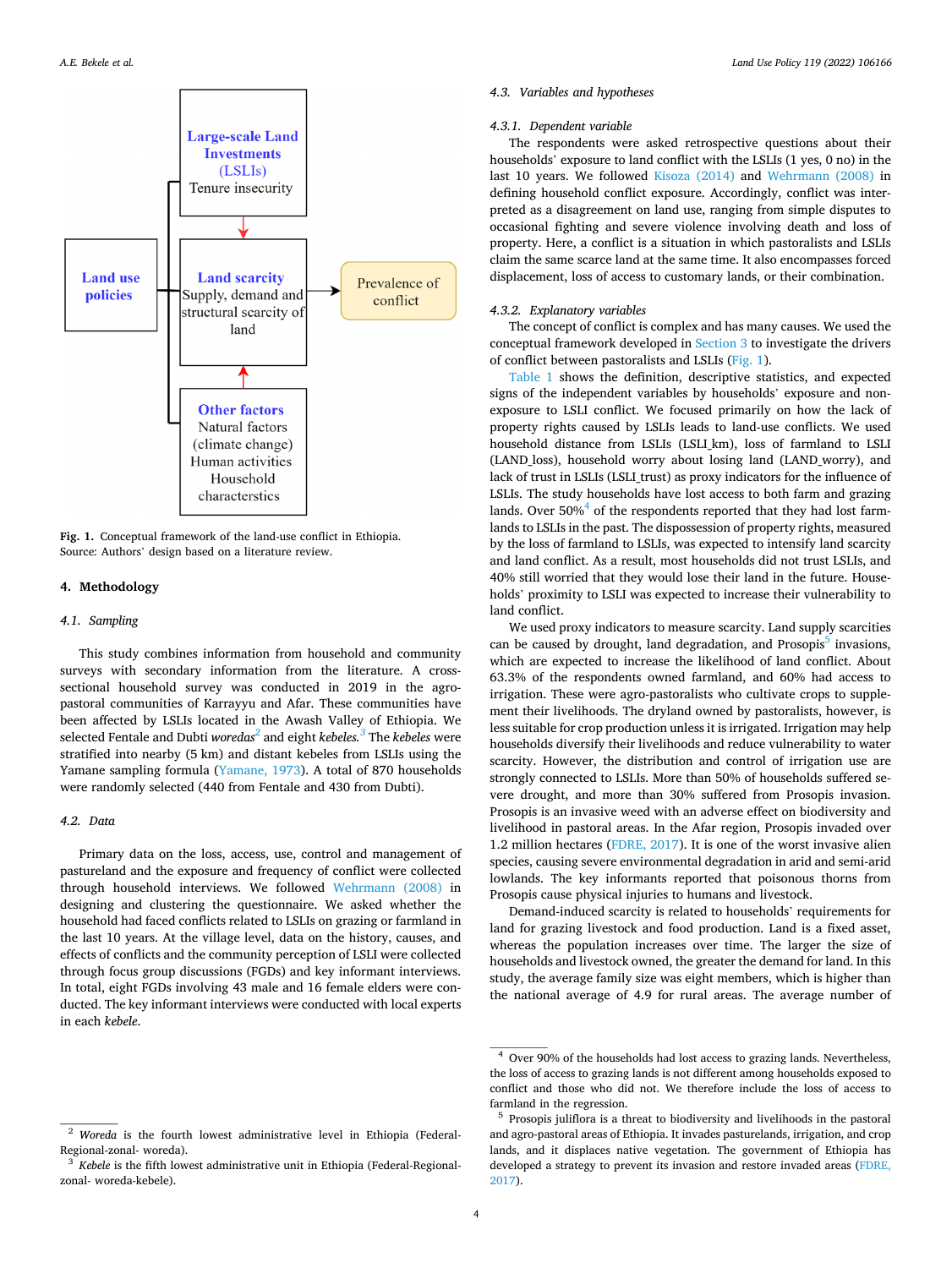Large-scale Land Investments (LSLIs)
Tenure insecurity

Land use policies

Land scarcity
Supply, demand and structural scarcity of land

Prevalence of conflict

Other factors
Natural factors (climate change)
Human activities
Household charactersties

**Fig. 1.** Conceptual framework of the land-use conflict in Ethiopia.
Source: Authors' design based on a literature review.

## 4. Methodology

### 4.1. Sampling

This study combines information from household and community surveys with secondary information from the literature. A cross-sectional household survey was conducted in 2019 in the agro-pastoral communities of Karrayyu and Afar. These communities have been affected by LSLIs located in the Awash Valley of Ethiopia. We selected Fentale and Dubti *woredas*[2] and eight *kebeles.*[3] The *kebeles* were stratified into nearby (5 km) and distant kebeles from LSLIs using the Yamane sampling formula (Yamane, 1973). A total of 870 households were randomly selected (440 from Fentale and 430 from Dubti).

### 4.2. Data

Primary data on the loss, access, use, control and management of pastureland and the exposure and frequency of conflict were collected through household interviews. We followed Wehrmann (2008) in designing and clustering the questionnaire. We asked whether the household had faced conflicts related to LSLIs on grazing or farmland in the last 10 years. At the village level, data on the history, causes, and effects of conflicts and the community perception of LSLI were collected through focus group discussions (FGDs) and key informant interviews. In total, eight FGDs involving 43 male and 16 female elders were conducted. The key informant interviews were conducted with local experts in each *kebele*.

### 4.3. Variables and hypotheses

#### 4.3.1. Dependent variable

The respondents were asked retrospective questions about their households' exposure to land conflict with the LSLIs (1 yes, 0 no) in the last 10 years. We followed Kisoza (2014) and Wehrmann (2008) in defining household conflict exposure. Accordingly, conflict was interpreted as a disagreement on land use, ranging from simple disputes to occasional fighting and severe violence involving death and loss of property. Here, a conflict is a situation in which pastoralists and LSLIs claim the same scarce land at the same time. It also encompasses forced displacement, loss of access to customary lands, or their combination.

#### 4.3.2. Explanatory variables

The concept of conflict is complex and has many causes. We used the conceptual framework developed in Section 3 to investigate the drivers of conflict between pastoralists and LSLIs (Fig. 1).

Table 1 shows the definition, descriptive statistics, and expected signs of the independent variables by households' exposure and non-exposure to LSLI conflict. We focused primarily on how the lack of property rights caused by LSLIs leads to land-use conflicts. We used household distance from LSLIs (LSLI_km), loss of farmland to LSLI (LAND_loss), household worry about losing land (LAND_worry), and lack of trust in LSLIs (LSLI_trust) as proxy indicators for the influence of LSLIs. The study households have lost access to both farm and grazing lands. Over 50%[4] of the respondents reported that they had lost farmlands to LSLIs in the past. The dispossession of property rights, measured by the loss of farmland to LSLIs, was expected to intensify land scarcity and land conflict. As a result, most households did not trust LSLIs, and 40% still worried that they would lose their land in the future. Households' proximity to LSLI was expected to increase their vulnerability to land conflict.

We used proxy indicators to measure scarcity. Land supply scarcities can be caused by drought, land degradation, and Prosopis[5] invasions, which are expected to increase the likelihood of land conflict. About 63.3% of the respondents owned farmland, and 60% had access to irrigation. These were agro-pastoralists who cultivate crops to supplement their livelihoods. The dryland owned by pastoralists, however, is less suitable for crop production unless it is irrigated. Irrigation may help households diversify their livelihoods and reduce vulnerability to water scarcity. However, the distribution and control of irrigation use are strongly connected to LSLIs. More than 50% of households suffered severe drought, and more than 30% suffered from Prosopis invasion. Prosopis is an invasive weed with an adverse effect on biodiversity and livelihood in pastoral areas. In the Afar region, Prosopis invaded over 1.2 million hectares (FDRE, 2017). It is one of the worst invasive alien species, causing severe environmental degradation in arid and semi-arid lowlands. The key informants reported that poisonous thorns from Prosopis cause physical injuries to humans and livestock.

Demand-induced scarcity is related to households' requirements for land for grazing livestock and food production. Land is a fixed asset, whereas the population increases over time. The larger the size of households and livestock owned, the greater the demand for land. In this study, the average family size was eight members, which is higher than the national average of 4.9 for rural areas. The average number of

[2] *Woreda* is the fourth lowest administrative level in Ethiopia (Federal-Regional-zonal- woreda).

[3] *Kebele* is the fifth lowest administrative unit in Ethiopia (Federal-Regional-zonal- woreda-kebele).

[4] Over 90% of the households had lost access to grazing lands. Nevertheless, the loss of access to grazing lands is not different among households exposed to conflict and those who did not. We therefore include the loss of access to farmland in the regression.

[5] Prosopis juliflora is a threat to biodiversity and livelihoods in the pastoral and agro-pastoral areas of Ethiopia. It invades pasturelands, irrigation, and crop lands, and it displaces native vegetation. The government of Ethiopia has developed a strategy to prevent its invasion and restore invaded areas (FDRE, 2017).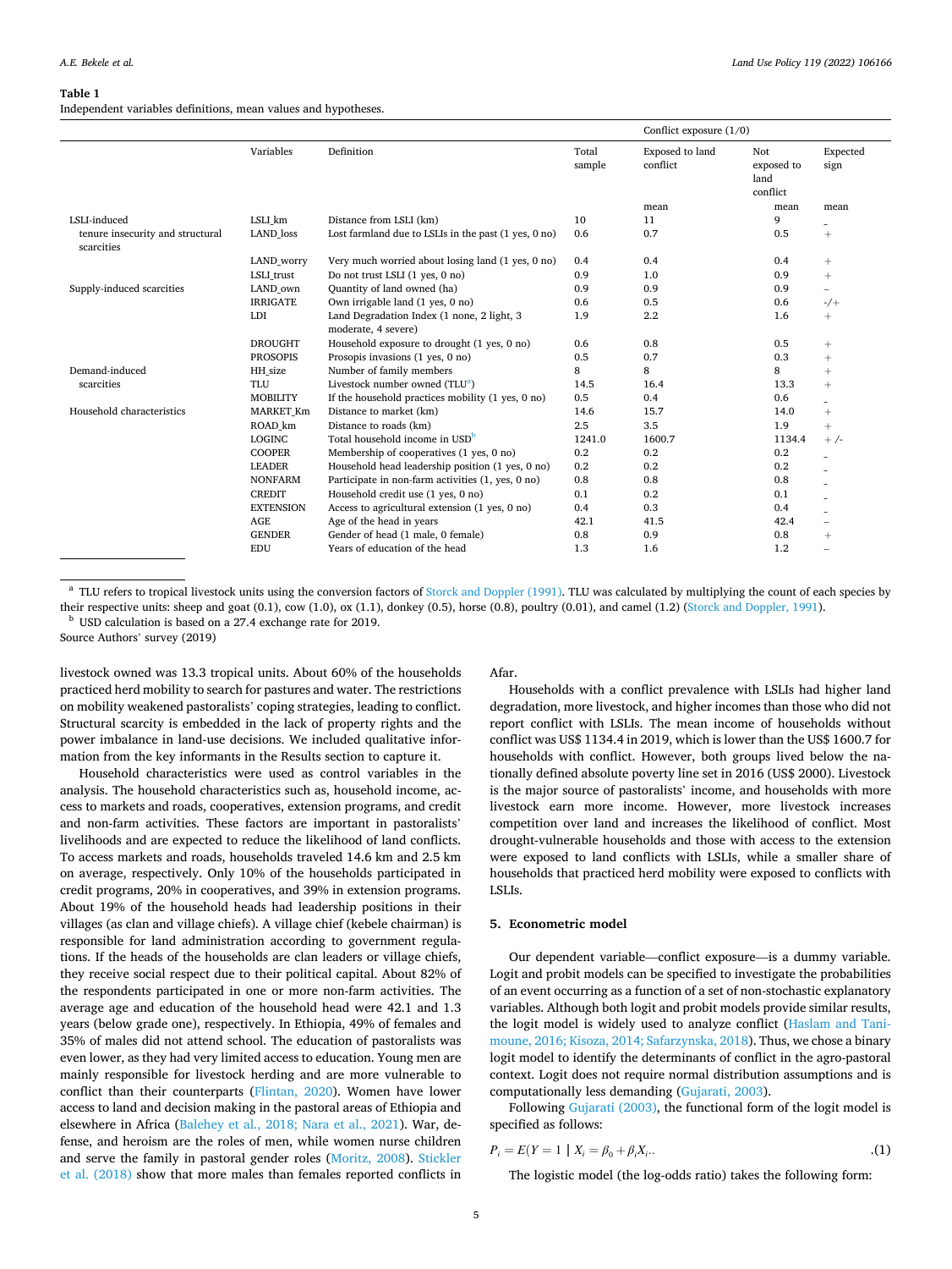**Table 1**
Independent variables definitions, mean values and hypotheses.

| | Variables | Definition | Total sample | Conflict exposure (1/0) | | |
|---|---|---|---|---|---|---|
| | | | | Exposed to land conflict | Not exposed to land conflict | Expected sign |
| | | | | mean | mean | mean |
| LSLI-induced tenure insecurity and structural scarcities | LSLI_km | Distance from LSLI (km) | 10 | 11 | 9 | _ |
| | LAND_loss | Lost farmland due to LSLIs in the past (1 yes, 0 no) | 0.6 | 0.7 | 0.5 | + |
| | LAND_worry | Very much worried about losing land (1 yes, 0 no) | 0.4 | 0.4 | 0.4 | + |
| | LSLI_trust | Do not trust LSLI (1 yes, 0 no) | 0.9 | 1.0 | 0.9 | + |
| Supply-induced scarcities | LAND_own | Quantity of land owned (ha) | 0.9 | 0.9 | 0.9 | – |
| | IRRIGATE | Own irrigable land (1 yes, 0 no) | 0.6 | 0.5 | 0.6 | -/+ |
| | LDI | Land Degradation Index (1 none, 2 light, 3 moderate, 4 severe) | 1.9 | 2.2 | 1.6 | + |
| | DROUGHT | Household exposure to drought (1 yes, 0 no) | 0.6 | 0.8 | 0.5 | + |
| | PROSOPIS | Prosopis invasions (1 yes, 0 no) | 0.5 | 0.7 | 0.3 | + |
| Demand-induced scarcities | HH_size | Number of family members | 8 | 8 | 8 | + |
| | TLU | Livestock number owned (TLU[a]) | 14.5 | 16.4 | 13.3 | + |
| | MOBILITY | If the household practices mobility (1 yes, 0 no) | 0.5 | 0.4 | 0.6 | _ |
| Household characteristics | MARKET_Km | Distance to market (km) | 14.6 | 15.7 | 14.0 | + |
| | ROAD_km | Distance to roads (km) | 2.5 | 3.5 | 1.9 | + |
| | LOGINC | Total household income in USD[b] | 1241.0 | 1600.7 | 1134.4 | + /- |
| | COOPER | Membership of cooperatives (1 yes, 0 no) | 0.2 | 0.2 | 0.2 | _ |
| | LEADER | Household head leadership position (1 yes, 0 no) | 0.2 | 0.2 | 0.2 | _ |
| | NONFARM | Participate in non-farm activities (1, yes, 0 no) | 0.8 | 0.8 | 0.8 | _ |
| | CREDIT | Household credit use (1 yes, 0 no) | 0.1 | 0.2 | 0.1 | _ |
| | EXTENSION | Access to agricultural extension (1 yes, 0 no) | 0.4 | 0.3 | 0.4 | _ |
| | AGE | Age of the head in years | 42.1 | 41.5 | 42.4 | – |
| | GENDER | Gender of head (1 male, 0 female) | 0.8 | 0.9 | 0.8 | + |
| | EDU | Years of education of the head | 1.3 | 1.6 | 1.2 | – |

[a] TLU refers to tropical livestock units using the conversion factors of Storck and Doppler (1991). TLU was calculated by multiplying the count of each species by their respective units: sheep and goat (0.1), cow (1.0), ox (1.1), donkey (0.5), horse (0.8), poultry (0.01), and camel (1.2) (Storck and Doppler, 1991).

[b] USD calculation is based on a 27.4 exchange rate for 2019.

Source Authors' survey (2019)

livestock owned was 13.3 tropical units. About 60% of the households practiced herd mobility to search for pastures and water. The restrictions on mobility weakened pastoralists' coping strategies, leading to conflict. Structural scarcity is embedded in the lack of property rights and the power imbalance in land-use decisions. We included qualitative information from the key informants in the Results section to capture it.

Household characteristics were used as control variables in the analysis. The household characteristics such as, household income, access to markets and roads, cooperatives, extension programs, and credit and non-farm activities. These factors are important in pastoralists' livelihoods and are expected to reduce the likelihood of land conflicts. To access markets and roads, households traveled 14.6 km and 2.5 km on average, respectively. Only 10% of the households participated in credit programs, 20% in cooperatives, and 39% in extension programs. About 19% of the household heads had leadership positions in their villages (as clan and village chiefs). A village chief (kebele chairman) is responsible for land administration according to government regulations. If the heads of the households are clan leaders or village chiefs, they receive social respect due to their political capital. About 82% of the respondents participated in one or more non-farm activities. The average age and education of the household head were 42.1 and 1.3 years (below grade one), respectively. In Ethiopia, 49% of females and 35% of males did not attend school. The education of pastoralists was even lower, as they had very limited access to education. Young men are mainly responsible for livestock herding and are more vulnerable to conflict than their counterparts (Flintan, 2020). Women have lower access to land and decision making in the pastoral areas of Ethiopia and elsewhere in Africa (Balehey et al., 2018; Nara et al., 2021). War, defense, and heroism are the roles of men, while women nurse children and serve the family in pastoral gender roles (Moritz, 2008). Stickler et al. (2018) show that more males than females reported conflicts in Afar.

Households with a conflict prevalence with LSLIs had higher land degradation, more livestock, and higher incomes than those who did not report conflict with LSLIs. The mean income of households without conflict was US$ 1134.4 in 2019, which is lower than the US$ 1600.7 for households with conflict. However, both groups lived below the nationally defined absolute poverty line set in 2016 (US$ 2000). Livestock is the major source of pastoralists' income, and households with more livestock earn more income. However, more livestock increases competition over land and increases the likelihood of conflict. Most drought-vulnerable households and those with access to the extension were exposed to land conflicts with LSLIs, while a smaller share of households that practiced herd mobility were exposed to conflicts with LSLIs.

## 5. Econometric model

Our dependent variable—conflict exposure—is a dummy variable. Logit and probit models can be specified to investigate the probabilities of an event occurring as a function of a set of non-stochastic explanatory variables. Although both logit and probit models provide similar results, the logit model is widely used to analyze conflict (Haslam and Tanimoune, 2016; Kisoza, 2014; Safarzynska, 2018). Thus, we chose a binary logit model to identify the determinants of conflict in the agro-pastoral context. Logit does not require normal distribution assumptions and is computationally less demanding (Gujarati, 2003).

Following Gujarati (2003), the functional form of the logit model is specified as follows:

$$P_i = E(Y = 1 \mid X_i = \beta_0 + \beta_i X_i.. \quad .(1)$$

The logistic model (the log-odds ratio) takes the following form: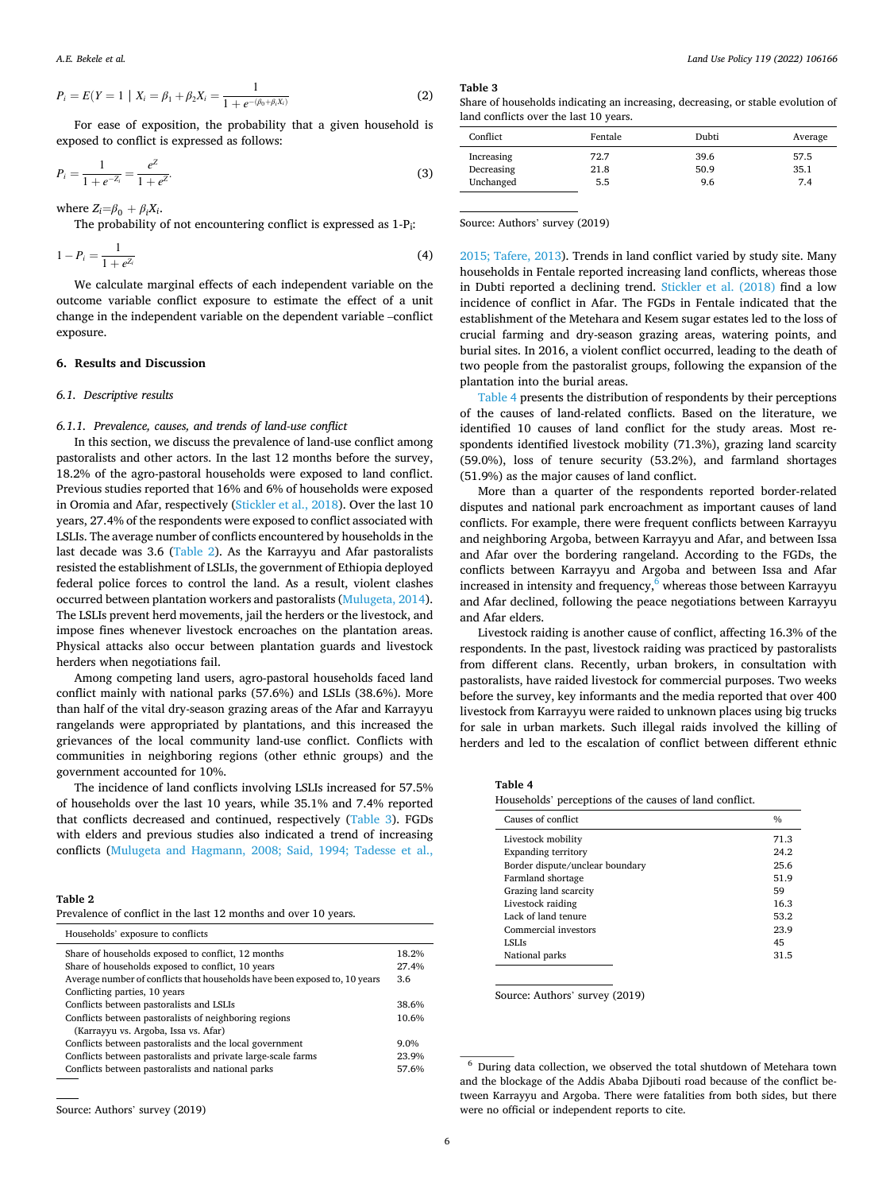$$P_i = E(Y = 1 \mid X_i = \beta_1 + \beta_2 X_i = \frac{1}{1 + e^{-(\beta_0 + \beta_i X_i)}} \tag{2}$$

For ease of exposition, the probability that a given household is exposed to conflict is expressed as follows:

$$P_i = \frac{1}{1 + e^{-Z_i}} = \frac{e^Z}{1 + e^Z}. \tag{3}$$

where $Z_i = \beta_0 + \beta_i X_i$.

The probability of not encountering conflict is expressed as 1-$P_i$:

$$1 - P_i = \frac{1}{1 + e^{Z_i}} \tag{4}$$

We calculate marginal effects of each independent variable on the outcome variable conflict exposure to estimate the effect of a unit change in the independent variable on the dependent variable –conflict exposure.

## 6. Results and Discussion

### 6.1. Descriptive results

#### 6.1.1. Prevalence, causes, and trends of land-use conflict

In this section, we discuss the prevalence of land-use conflict among pastoralists and other actors. In the last 12 months before the survey, 18.2% of the agro-pastoral households were exposed to land conflict. Previous studies reported that 16% and 6% of households were exposed in Oromia and Afar, respectively (Stickler et al., 2018). Over the last 10 years, 27.4% of the respondents were exposed to conflict associated with LSLIs. The average number of conflicts encountered by households in the last decade was 3.6 (Table 2). As the Karrayyu and Afar pastoralists resisted the establishment of LSLIs, the government of Ethiopia deployed federal police forces to control the land. As a result, violent clashes occurred between plantation workers and pastoralists (Mulugeta, 2014). The LSLIs prevent herd movements, jail the herders or the livestock, and impose fines whenever livestock encroaches on the plantation areas. Physical attacks also occur between plantation guards and livestock herders when negotiations fail.

Among competing land users, agro-pastoral households faced land conflict mainly with national parks (57.6%) and LSLIs (38.6%). More than half of the vital dry-season grazing areas of the Afar and Karrayyu rangelands were appropriated by plantations, and this increased the grievances of the local community land-use conflict. Conflicts with communities in neighboring regions (other ethnic groups) and the government accounted for 10%.

The incidence of land conflicts involving LSLIs increased for 57.5% of households over the last 10 years, while 35.1% and 7.4% reported that conflicts decreased and continued, respectively (Table 3). FGDs with elders and previous studies also indicated a trend of increasing conflicts (Mulugeta and Hagmann, 2008; Said, 1994; Tadesse et al., 2015; Tafere, 2013). Trends in land conflict varied by study site. Many households in Fentale reported increasing land conflicts, whereas those in Dubti reported a declining trend. Stickler et al. (2018) find a low incidence of conflict in Afar. The FGDs in Fentale indicated that the establishment of the Metehara and Kesem sugar estates led to the loss of crucial farming and dry-season grazing areas, watering points, and burial sites. In 2016, a violent conflict occurred, leading to the death of two people from the pastoralist groups, following the expansion of the plantation into the burial areas.

**Table 2**
Prevalence of conflict in the last 12 months and over 10 years.

| Households' exposure to conflicts | |
|---|---|
| Share of households exposed to conflict, 12 months | 18.2% |
| Share of households exposed to conflict, 10 years | 27.4% |
| Average number of conflicts that households have been exposed to, 10 years | 3.6 |
| Conflicting parties, 10 years | |
| Conflicts between pastoralists and LSLIs | 38.6% |
| Conflicts between pastoralists of neighboring regions (Karrayyu vs. Argoba, Issa vs. Afar) | 10.6% |
| Conflicts between pastoralists and the local government | 9.0% |
| Conflicts between pastoralists and private large-scale farms | 23.9% |
| Conflicts between pastoralists and national parks | 57.6% |

Source: Authors' survey (2019)

**Table 3**
Share of households indicating an increasing, decreasing, or stable evolution of land conflicts over the last 10 years.

| Conflict | Fentale | Dubti | Average |
|---|---|---|---|
| Increasing | 72.7 | 39.6 | 57.5 |
| Decreasing | 21.8 | 50.9 | 35.1 |
| Unchanged | 5.5 | 9.6 | 7.4 |

Source: Authors' survey (2019)

Table 4 presents the distribution of respondents by their perceptions of the causes of land-related conflicts. Based on the literature, we identified 10 causes of land conflict for the study areas. Most respondents identified livestock mobility (71.3%), grazing land scarcity (59.0%), loss of tenure security (53.2%), and farmland shortages (51.9%) as the major causes of land conflict.

More than a quarter of the respondents reported border-related disputes and national park encroachment as important causes of land conflicts. For example, there were frequent conflicts between Karrayyu and neighboring Argoba, between Karrayyu and Afar, and between Issa and Afar over the bordering rangeland. According to the FGDs, the conflicts between Karrayyu and Argoba and between Issa and Afar increased in intensity and frequency,[6] whereas those between Karrayyu and Afar declined, following the peace negotiations between Karrayyu and Afar elders.

Livestock raiding is another cause of conflict, affecting 16.3% of the respondents. In the past, livestock raiding was practiced by pastoralists from different clans. Recently, urban brokers, in consultation with pastoralists, have raided livestock for commercial purposes. Two weeks before the survey, key informants and the media reported that over 400 livestock from Karrayyu were raided to unknown places using big trucks for sale in urban markets. Such illegal raids involved the killing of herders and led to the escalation of conflict between different ethnic

**Table 4**
Households' perceptions of the causes of land conflict.

| Causes of conflict | % |
|---|---|
| Livestock mobility | 71.3 |
| Expanding territory | 24.2 |
| Border dispute/unclear boundary | 25.6 |
| Farmland shortage | 51.9 |
| Grazing land scarcity | 59 |
| Livestock raiding | 16.3 |
| Lack of land tenure | 53.2 |
| Commercial investors | 23.9 |
| LSLIs | 45 |
| National parks | 31.5 |

Source: Authors' survey (2019)

[6] During data collection, we observed the total shutdown of Metehara town and the blockage of the Addis Ababa Djibouti road because of the conflict between Karrayyu and Argoba. There were fatalities from both sides, but there were no official or independent reports to cite.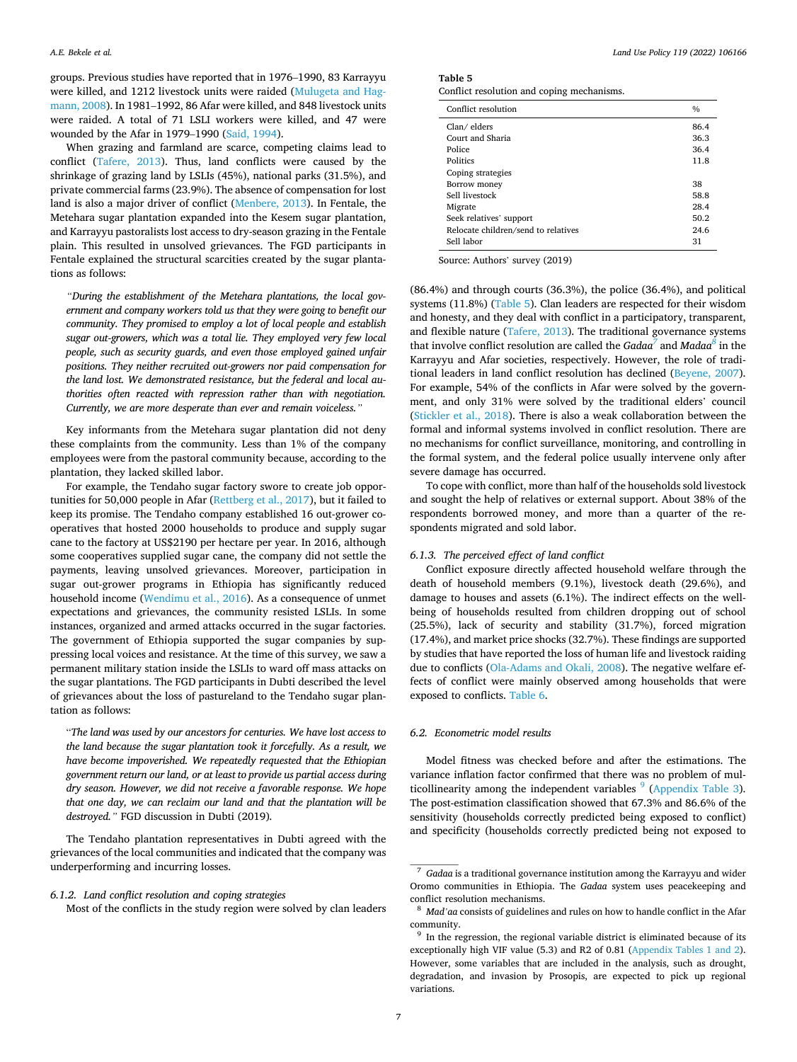groups. Previous studies have reported that in 1976–1990, 83 Karrayyu were killed, and 1212 livestock units were raided (Mulugeta and Hagmann, 2008). In 1981–1992, 86 Afar were killed, and 848 livestock units were raided. A total of 71 LSLI workers were killed, and 47 were wounded by the Afar in 1979–1990 (Said, 1994).

When grazing and farmland are scarce, competing claims lead to conflict (Tafere, 2013). Thus, land conflicts were caused by the shrinkage of grazing land by LSLIs (45%), national parks (31.5%), and private commercial farms (23.9%). The absence of compensation for lost land is also a major driver of conflict (Menbere, 2013). In Fentale, the Metehara sugar plantation expanded into the Kesem sugar plantation, and Karrayyu pastoralists lost access to dry-season grazing in the Fentale plain. This resulted in unsolved grievances. The FGD participants in Fentale explained the structural scarcities created by the sugar plantations as follows:

> *"During the establishment of the Metehara plantations, the local government and company workers told us that they were going to benefit our community. They promised to employ a lot of local people and establish sugar out-growers, which was a total lie. They employed very few local people, such as security guards, and even those employed gained unfair positions. They neither recruited out-growers nor paid compensation for the land lost. We demonstrated resistance, but the federal and local authorities often reacted with repression rather than with negotiation. Currently, we are more desperate than ever and remain voiceless."*

Key informants from the Metehara sugar plantation did not deny these complaints from the community. Less than 1% of the company employees were from the pastoral community because, according to the plantation, they lacked skilled labor.

For example, the Tendaho sugar factory swore to create job opportunities for 50,000 people in Afar (Rettberg et al., 2017), but it failed to keep its promise. The Tendaho company established 16 out-grower cooperatives that hosted 2000 households to produce and supply sugar cane to the factory at US$2190 per hectare per year. In 2016, although some cooperatives supplied sugar cane, the company did not settle the payments, leaving unsolved grievances. Moreover, participation in sugar out-grower programs in Ethiopia has significantly reduced household income (Wendimu et al., 2016). As a consequence of unmet expectations and grievances, the community resisted LSLIs. In some instances, organized and armed attacks occurred in the sugar factories. The government of Ethiopia supported the sugar companies by suppressing local voices and resistance. At the time of this survey, we saw a permanent military station inside the LSLIs to ward off mass attacks on the sugar plantations. The FGD participants in Dubti described the level of grievances about the loss of pastureland to the Tendaho sugar plantation as follows:

> "*The land was used by our ancestors for centuries. We have lost access to the land because the sugar plantation took it forcefully. As a result, we have become impoverished. We repeatedly requested that the Ethiopian government return our land, or at least to provide us partial access during dry season. However, we did not receive a favorable response. We hope that one day, we can reclaim our land and that the plantation will be destroyed.*" FGD discussion in Dubti (2019).

The Tendaho plantation representatives in Dubti agreed with the grievances of the local communities and indicated that the company was underperforming and incurring losses.

#### 6.1.2. Land conflict resolution and coping strategies

Most of the conflicts in the study region were solved by clan leaders (86.4%) and through courts (36.3%), the police (36.4%), and political systems (11.8%) (Table 5). Clan leaders are respected for their wisdom and honesty, and they deal with conflict in a participatory, transparent, and flexible nature (Tafere, 2013). The traditional governance systems that involve conflict resolution are called the *Gadaa*[7] and *Madaa*[8] in the Karrayyu and Afar societies, respectively. However, the role of traditional leaders in land conflict resolution has declined (Beyene, 2007). For example, 54% of the conflicts in Afar were solved by the government, and only 31% were solved by the traditional elders' council (Stickler et al., 2018). There is also a weak collaboration between the formal and informal systems involved in conflict resolution. There are no mechanisms for conflict surveillance, monitoring, and controlling in the formal system, and the federal police usually intervene only after severe damage has occurred.

**Table 5**
Conflict resolution and coping mechanisms.

| Conflict resolution | % |
|---|---|
| Clan/ elders | 86.4 |
| Court and Sharia | 36.3 |
| Police | 36.4 |
| Politics | 11.8 |
| Coping strategies | |
| Borrow money | 38 |
| Sell livestock | 58.8 |
| Migrate | 28.4 |
| Seek relatives' support | 50.2 |
| Relocate children/send to relatives | 24.6 |
| Sell labor | 31 |

Source: Authors' survey (2019)

To cope with conflict, more than half of the households sold livestock and sought the help of relatives or external support. About 38% of the respondents borrowed money, and more than a quarter of the respondents migrated and sold labor.

#### 6.1.3. The perceived effect of land conflict

Conflict exposure directly affected household welfare through the death of household members (9.1%), livestock death (29.6%), and damage to houses and assets (6.1%). The indirect effects on the wellbeing of households resulted from children dropping out of school (25.5%), lack of security and stability (31.7%), forced migration (17.4%), and market price shocks (32.7%). These findings are supported by studies that have reported the loss of human life and livestock raiding due to conflicts (Ola-Adams and Okali, 2008). The negative welfare effects of conflict were mainly observed among households that were exposed to conflicts. Table 6.

### 6.2. Econometric model results

Model fitness was checked before and after the estimations. The variance inflation factor confirmed that there was no problem of multicollinearity among the independent variables [9] (Appendix Table 3). The post-estimation classification showed that 67.3% and 86.6% of the sensitivity (households correctly predicted being exposed to conflict) and specificity (households correctly predicted being not exposed to

---

[7] *Gadaa* is a traditional governance institution among the Karrayyu and wider Oromo communities in Ethiopia. The *Gadaa* system uses peacekeeping and conflict resolution mechanisms.

[8] *Mad'aa* consists of guidelines and rules on how to handle conflict in the Afar community.

[9] In the regression, the regional variable district is eliminated because of its exceptionally high VIF value (5.3) and R2 of 0.81 (Appendix Tables 1 and 2). However, some variables that are included in the analysis, such as drought, degradation, and invasion by Prosopis, are expected to pick up regional variations.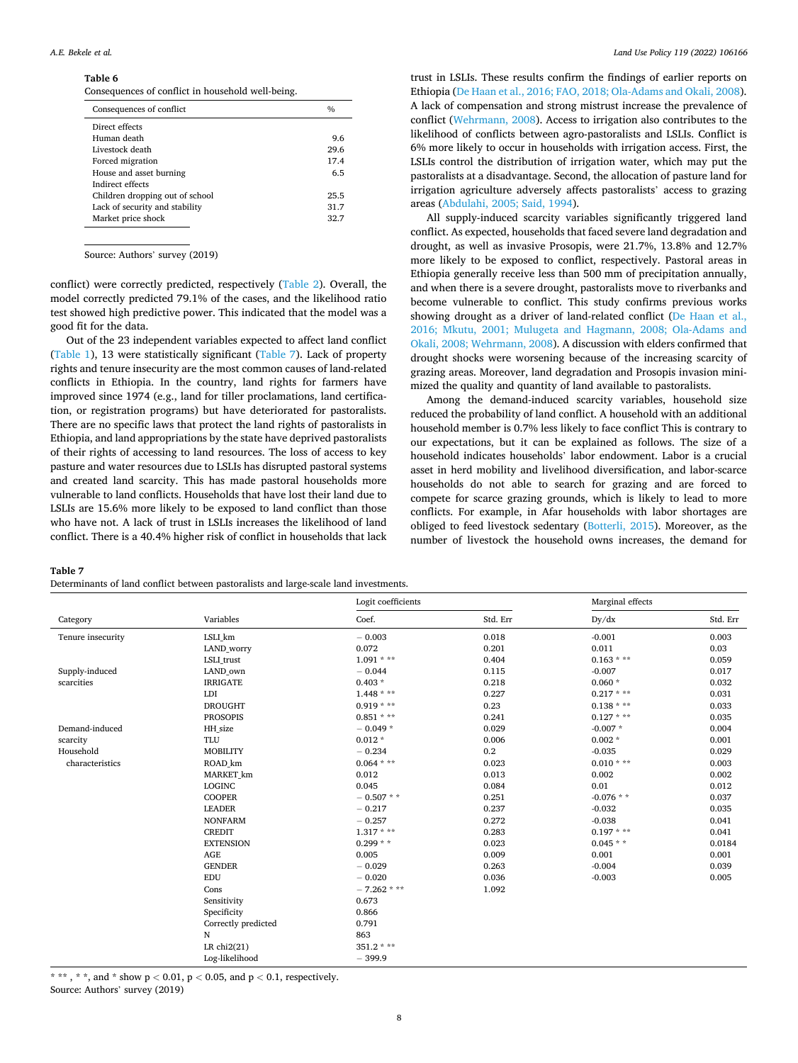**Table 6**
Consequences of conflict in household well-being.

| Consequences of conflict | % |
|---|---|
| Direct effects | |
| Human death | 9.6 |
| Livestock death | 29.6 |
| Forced migration | 17.4 |
| House and asset burning | 6.5 |
| Indirect effects | |
| Children dropping out of school | 25.5 |
| Lack of security and stability | 31.7 |
| Market price shock | 32.7 |

Source: Authors' survey (2019)

conflict) were correctly predicted, respectively (Table 2). Overall, the model correctly predicted 79.1% of the cases, and the likelihood ratio test showed high predictive power. This indicated that the model was a good fit for the data.

Out of the 23 independent variables expected to affect land conflict (Table 1), 13 were statistically significant (Table 7). Lack of property rights and tenure insecurity are the most common causes of land-related conflicts in Ethiopia. In the country, land rights for farmers have improved since 1974 (e.g., land for tiller proclamations, land certification, or registration programs) but have deteriorated for pastoralists. There are no specific laws that protect the land rights of pastoralists in Ethiopia, and land appropriations by the state have deprived pastoralists of their rights of accessing to land resources. The loss of access to key pasture and water resources due to LSLIs has disrupted pastoral systems and created land scarcity. This has made pastoral households more vulnerable to land conflicts. Households that have lost their land due to LSLIs are 15.6% more likely to be exposed to land conflict than those who have not. A lack of trust in LSLIs increases the likelihood of land conflict. There is a 40.4% higher risk of conflict in households that lack trust in LSLIs. These results confirm the findings of earlier reports on Ethiopia (De Haan et al., 2016; FAO, 2018; Ola-Adams and Okali, 2008). A lack of compensation and strong mistrust increase the prevalence of conflict (Wehrmann, 2008). Access to irrigation also contributes to the likelihood of conflicts between agro-pastoralists and LSLIs. Conflict is 6% more likely to occur in households with irrigation access. First, the LSLIs control the distribution of irrigation water, which may put the pastoralists at a disadvantage. Second, the allocation of pasture land for irrigation agriculture adversely affects pastoralists' access to grazing areas (Abdulahi, 2005; Said, 1994).

All supply-induced scarcity variables significantly triggered land conflict. As expected, households that faced severe land degradation and drought, as well as invasive Prosopis, were 21.7%, 13.8% and 12.7% more likely to be exposed to conflict, respectively. Pastoral areas in Ethiopia generally receive less than 500 mm of precipitation annually, and when there is a severe drought, pastoralists move to riverbanks and become vulnerable to conflict. This study confirms previous works showing drought as a driver of land-related conflict (De Haan et al., 2016; Mkutu, 2001; Mulugeta and Hagmann, 2008; Ola-Adams and Okali, 2008; Wehrmann, 2008). A discussion with elders confirmed that drought shocks were worsening because of the increasing scarcity of grazing areas. Moreover, land degradation and Prosopis invasion minimized the quality and quantity of land available to pastoralists.

Among the demand-induced scarcity variables, household size reduced the probability of land conflict. A household with an additional household member is 0.7% less likely to face conflict This is contrary to our expectations, but it can be explained as follows. The size of a household indicates households' labor endowment. Labor is a crucial asset in herd mobility and livelihood diversification, and labor-scarce households do not able to search for grazing and are forced to compete for scarce grazing grounds, which is likely to lead to more conflicts. For example, in Afar households with labor shortages are obliged to feed livestock sedentary (Botterli, 2015). Moreover, as the number of livestock the household owns increases, the demand for

**Table 7**
Determinants of land conflict between pastoralists and large-scale land investments.

| Category | Variables | Logit coefficients | | Marginal effects | |
|---|---|---|---|---|---|
| | | Coef. | Std. Err | Dy/dx | Std. Err |
| Tenure insecurity | LSLI_km | − 0.003 | 0.018 | -0.001 | 0.003 |
| | LAND_worry | 0.072 | 0.201 | 0.011 | 0.03 |
| | LSLI_trust | 1.091 * ** | 0.404 | 0.163 * ** | 0.059 |
| Supply-induced scarcities | LAND_own | − 0.044 | 0.115 | -0.007 | 0.017 |
| | IRRIGATE | 0.403 * | 0.218 | 0.060 * | 0.032 |
| | LDI | 1.448 * ** | 0.227 | 0.217 * ** | 0.031 |
| | DROUGHT | 0.919 * ** | 0.23 | 0.138 * ** | 0.033 |
| | PROSOPIS | 0.851 * ** | 0.241 | 0.127 * ** | 0.035 |
| Demand-induced scarcity | HH_size | − 0.049 * | 0.029 | -0.007 * | 0.004 |
| | TLU | 0.012 * | 0.006 | 0.002 * | 0.001 |
| Household characteristics | MOBILITY | − 0.234 | 0.2 | -0.035 | 0.029 |
| | ROAD_km | 0.064 * ** | 0.023 | 0.010 * ** | 0.003 |
| | MARKET_km | 0.012 | 0.013 | 0.002 | 0.002 |
| | LOGINC | 0.045 | 0.084 | 0.01 | 0.012 |
| | COOPER | − 0.507 * * | 0.251 | -0.076 * * | 0.037 |
| | LEADER | − 0.217 | 0.237 | -0.032 | 0.035 |
| | NONFARM | − 0.257 | 0.272 | -0.038 | 0.041 |
| | CREDIT | 1.317 * ** | 0.283 | 0.197 * ** | 0.041 |
| | EXTENSION | 0.299 * * | 0.023 | 0.045 * * | 0.0184 |
| | AGE | 0.005 | 0.009 | 0.001 | 0.001 |
| | GENDER | − 0.029 | 0.263 | -0.004 | 0.039 |
| | EDU | − 0.020 | 0.036 | -0.003 | 0.005 |
| | Cons | − 7.262 * ** | 1.092 | | |
| | Sensitivity | 0.673 | | | |
| | Specificity | 0.866 | | | |
| | Correctly predicted | 0.791 | | | |
| | N | 863 | | | |
| | LR chi2(21) | 351.2 * ** | | | |
| | Log-likelihood | − 399.9 | | | |

* **, * *, and * show $p < 0.01$, $p < 0.05$, and $p < 0.1$, respectively.
Source: Authors' survey (2019)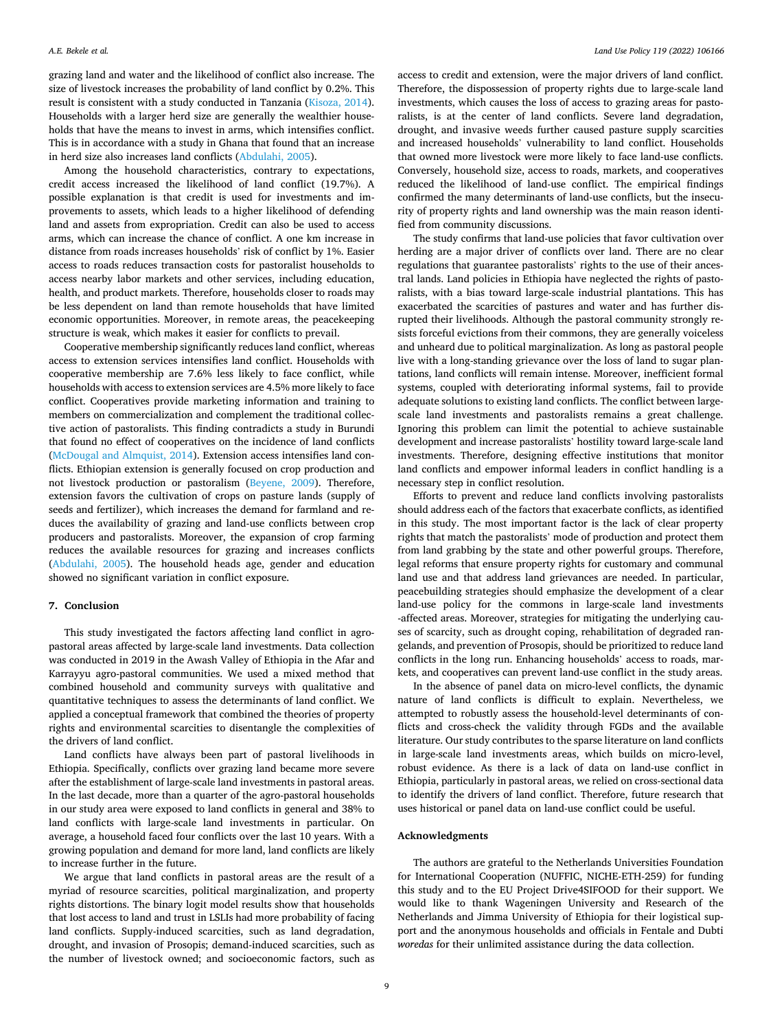grazing land and water and the likelihood of conflict also increase. The size of livestock increases the probability of land conflict by 0.2%. This result is consistent with a study conducted in Tanzania (Kisoza, 2014). Households with a larger herd size are generally the wealthier households that have the means to invest in arms, which intensifies conflict. This is in accordance with a study in Ghana that found that an increase in herd size also increases land conflicts (Abdulahi, 2005).

Among the household characteristics, contrary to expectations, credit access increased the likelihood of land conflict (19.7%). A possible explanation is that credit is used for investments and improvements to assets, which leads to a higher likelihood of defending land and assets from expropriation. Credit can also be used to access arms, which can increase the chance of conflict. A one km increase in distance from roads increases households' risk of conflict by 1%. Easier access to roads reduces transaction costs for pastoralist households to access nearby labor markets and other services, including education, health, and product markets. Therefore, households closer to roads may be less dependent on land than remote households that have limited economic opportunities. Moreover, in remote areas, the peacekeeping structure is weak, which makes it easier for conflicts to prevail.

Cooperative membership significantly reduces land conflict, whereas access to extension services intensifies land conflict. Households with cooperative membership are 7.6% less likely to face conflict, while households with access to extension services are 4.5% more likely to face conflict. Cooperatives provide marketing information and training to members on commercialization and complement the traditional collective action of pastoralists. This finding contradicts a study in Burundi that found no effect of cooperatives on the incidence of land conflicts (McDougal and Almquist, 2014). Extension access intensifies land conflicts. Ethiopian extension is generally focused on crop production and not livestock production or pastoralism (Beyene, 2009). Therefore, extension favors the cultivation of crops on pasture lands (supply of seeds and fertilizer), which increases the demand for farmland and reduces the availability of grazing and land-use conflicts between crop producers and pastoralists. Moreover, the expansion of crop farming reduces the available resources for grazing and increases conflicts (Abdulahi, 2005). The household heads age, gender and education showed no significant variation in conflict exposure.

## 7. Conclusion

This study investigated the factors affecting land conflict in agro-pastoral areas affected by large-scale land investments. Data collection was conducted in 2019 in the Awash Valley of Ethiopia in the Afar and Karrayyu agro-pastoral communities. We used a mixed method that combined household and community surveys with qualitative and quantitative techniques to assess the determinants of land conflict. We applied a conceptual framework that combined the theories of property rights and environmental scarcities to disentangle the complexities of the drivers of land conflict.

Land conflicts have always been part of pastoral livelihoods in Ethiopia. Specifically, conflicts over grazing land became more severe after the establishment of large-scale land investments in pastoral areas. In the last decade, more than a quarter of the agro-pastoral households in our study area were exposed to land conflicts in general and 38% to land conflicts with large-scale land investments in particular. On average, a household faced four conflicts over the last 10 years. With a growing population and demand for more land, land conflicts are likely to increase further in the future.

We argue that land conflicts in pastoral areas are the result of a myriad of resource scarcities, political marginalization, and property rights distortions. The binary logit model results show that households that lost access to land and trust in LSLIs had more probability of facing land conflicts. Supply-induced scarcities, such as land degradation, drought, and invasion of Prosopis; demand-induced scarcities, such as the number of livestock owned; and socioeconomic factors, such as access to credit and extension, were the major drivers of land conflict. Therefore, the dispossession of property rights due to large-scale land investments, which causes the loss of access to grazing areas for pastoralists, is at the center of land conflicts. Severe land degradation, drought, and invasive weeds further caused pasture supply scarcities and increased households' vulnerability to land conflict. Households that owned more livestock were more likely to face land-use conflicts. Conversely, household size, access to roads, markets, and cooperatives reduced the likelihood of land-use conflict. The empirical findings confirmed the many determinants of land-use conflicts, but the insecurity of property rights and land ownership was the main reason identified from community discussions.

The study confirms that land-use policies that favor cultivation over herding are a major driver of conflicts over land. There are no clear regulations that guarantee pastoralists' rights to the use of their ancestral lands. Land policies in Ethiopia have neglected the rights of pastoralists, with a bias toward large-scale industrial plantations. This has exacerbated the scarcities of pastures and water and has further disrupted their livelihoods. Although the pastoral community strongly resists forceful evictions from their commons, they are generally voiceless and unheard due to political marginalization. As long as pastoral people live with a long-standing grievance over the loss of land to sugar plantations, land conflicts will remain intense. Moreover, inefficient formal systems, coupled with deteriorating informal systems, fail to provide adequate solutions to existing land conflicts. The conflict between large-scale land investments and pastoralists remains a great challenge. Ignoring this problem can limit the potential to achieve sustainable development and increase pastoralists' hostility toward large-scale land investments. Therefore, designing effective institutions that monitor land conflicts and empower informal leaders in conflict handling is a necessary step in conflict resolution.

Efforts to prevent and reduce land conflicts involving pastoralists should address each of the factors that exacerbate conflicts, as identified in this study. The most important factor is the lack of clear property rights that match the pastoralists' mode of production and protect them from land grabbing by the state and other powerful groups. Therefore, legal reforms that ensure property rights for customary and communal land use and that address land grievances are needed. In particular, peacebuilding strategies should emphasize the development of a clear land-use policy for the commons in large-scale land investments -affected areas. Moreover, strategies for mitigating the underlying causes of scarcity, such as drought coping, rehabilitation of degraded rangelands, and prevention of Prosopis, should be prioritized to reduce land conflicts in the long run. Enhancing households' access to roads, markets, and cooperatives can prevent land-use conflict in the study areas.

In the absence of panel data on micro-level conflicts, the dynamic nature of land conflicts is difficult to explain. Nevertheless, we attempted to robustly assess the household-level determinants of conflicts and cross-check the validity through FGDs and the available literature. Our study contributes to the sparse literature on land conflicts in large-scale land investments areas, which builds on micro-level, robust evidence. As there is a lack of data on land-use conflict in Ethiopia, particularly in pastoral areas, we relied on cross-sectional data to identify the drivers of land conflict. Therefore, future research that uses historical or panel data on land-use conflict could be useful.

## Acknowledgments

The authors are grateful to the Netherlands Universities Foundation for International Cooperation (NUFFIC, NICHE-ETH-259) for funding this study and to the EU Project Drive4SIFOOD for their support. We would like to thank Wageningen University and Research of the Netherlands and Jimma University of Ethiopia for their logistical support and the anonymous households and officials in Fentale and Dubti *woredas* for their unlimited assistance during the data collection.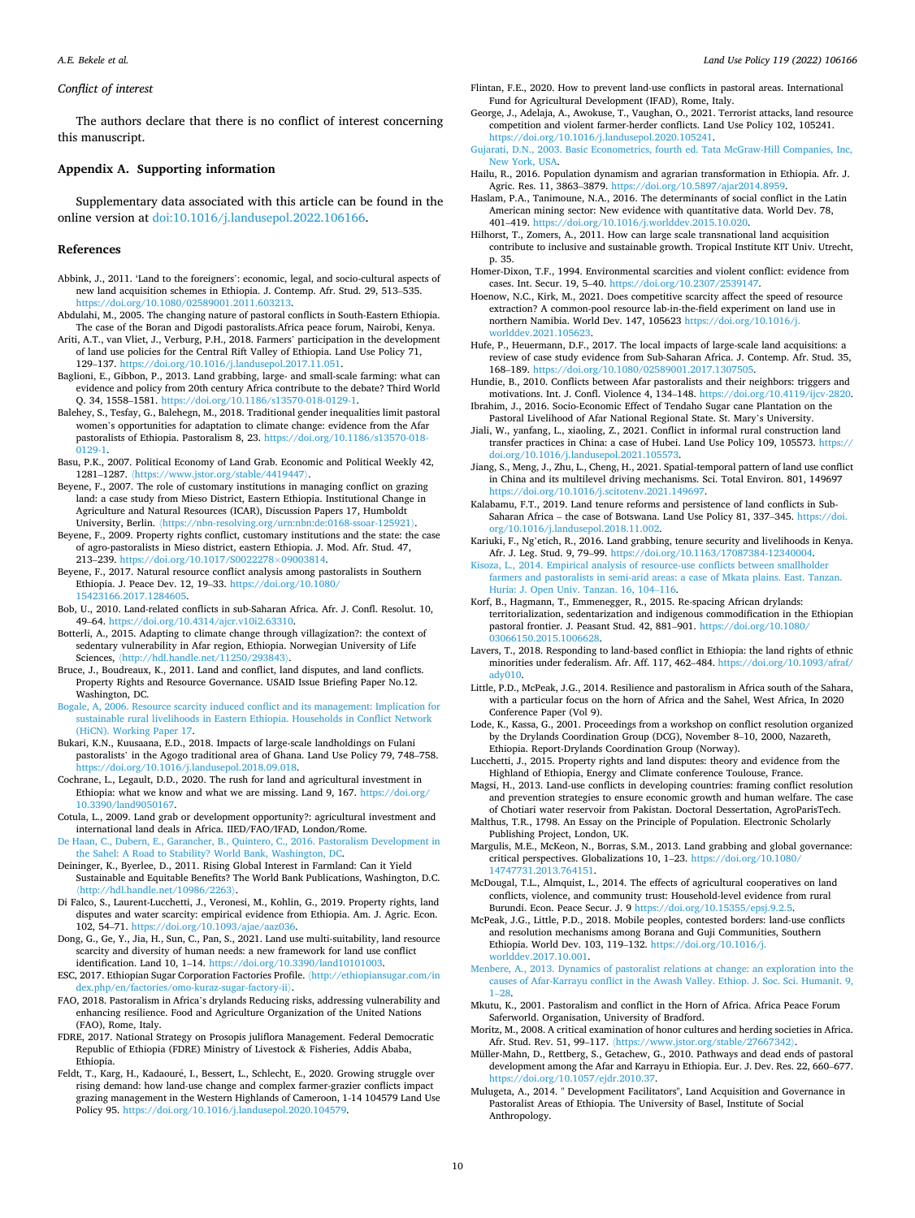### Conflict of interest

The authors declare that there is no conflict of interest concerning this manuscript.

## Appendix A. Supporting information

Supplementary data associated with this article can be found in the online version at doi:10.1016/j.landusepol.2022.106166.

## References

Abbink, J., 2011. 'Land to the foreigners': economic, legal, and socio-cultural aspects of new land acquisition schemes in Ethiopia. J. Contemp. Afr. Stud. 29, 513–535. https://doi.org/10.1080/02589001.2011.603213.

Abdulahi, M., 2005. The changing nature of pastoral conflicts in South-Eastern Ethiopia. The case of the Boran and Digodi pastoralists.Africa peace forum, Nairobi, Kenya.

Ariti, A.T., van Vliet, J., Verburg, P.H., 2018. Farmers' participation in the development of land use policies for the Central Rift Valley of Ethiopia. Land Use Policy 71, 129–137. https://doi.org/10.1016/j.landusepol.2017.11.051.

Baglioni, E., Gibbon, P., 2013. Land grabbing, large- and small-scale farming: what can evidence and policy from 20th century Africa contribute to the debate? Third World Q. 34, 1558–1581. https://doi.org/10.1186/s13570-018-0129-1.

Balehey, S., Tesfay, G., Balehegn, M., 2018. Traditional gender inequalities limit pastoral women's opportunities for adaptation to climate change: evidence from the Afar pastoralists of Ethiopia. Pastoralism 8, 23. https://doi.org/10.1186/s13570-018-0129-1.

Basu, P.K., 2007. Political Economy of Land Grab. Economic and Political Weekly 42, 1281–1287. 〈https://www.jstor.org/stable/4419447〉.

Beyene, F., 2007. The role of customary institutions in managing conflict on grazing land: a case study from Mieso District, Eastern Ethiopia. Institutional Change in Agriculture and Natural Resources (ICAR), Discussion Papers 17, Humboldt University, Berlin. 〈https://nbn-resolving.org/urn:nbn:de:0168-ssoar-125921〉.

Beyene, F., 2009. Property rights conflict, customary institutions and the state: the case of agro-pastoralists in Mieso district, eastern Ethiopia. J. Mod. Afr. Stud. 47, 213–239. https://doi.org/10.1017/S0022278×09003814.

Beyene, F., 2017. Natural resource conflict analysis among pastoralists in Southern Ethiopia. J. Peace Dev. 12, 19–33. https://doi.org/10.1080/15423166.2017.1284605.

Bob, U., 2010. Land-related conflicts in sub-Saharan Africa. Afr. J. Confl. Resolut. 10, 49–64. https://doi.org/10.4314/ajcr.v10i2.63310.

Botterli, A., 2015. Adapting to climate change through villagization?: the context of sedentary vulnerability in Afar region, Ethiopia. Norwegian University of Life Sciences, 〈http://hdl.handle.net/11250/293843〉.

Bruce, J., Boudreaux, K., 2011. Land and conflict, land disputes, and land conflicts. Property Rights and Resource Governance. USAID Issue Briefing Paper No.12. Washington, DC.

Bogale, A, 2006. Resource scarcity induced conflict and its management: Implication for sustainable rural livelihoods in Eastern Ethiopia. Households in Conflict Network (HiCN). Working Paper 17.

Bukari, K.N., Kuusaana, E.D., 2018. Impacts of large-scale landholdings on Fulani pastoralists' in the Agogo traditional area of Ghana. Land Use Policy 79, 748–758. https://doi.org/10.1016/j.landusepol.2018.09.018.

Cochrane, L., Legault, D.D., 2020. The rush for land and agricultural investment in Ethiopia: what we know and what we are missing. Land 9, 167. https://doi.org/10.3390/land9050167.

Cotula, L., 2009. Land grab or development opportunity?: agricultural investment and international land deals in Africa. IIED/FAO/IFAD, London/Rome.

De Haan, C., Dubern, E., Garancher, B., Quintero, C., 2016. Pastoralism Development in the Sahel: A Road to Stability? World Bank, Washington, DC.

Deininger, K., Byerlee, D., 2011. Rising Global Interest in Farmland: Can it Yield Sustainable and Equitable Benefits? The World Bank Publications, Washington, D.C. 〈http://hdl.handle.net/10986/2263〉.

Di Falco, S., Laurent-Lucchetti, J., Veronesi, M., Kohlin, G., 2019. Property rights, land disputes and water scarcity: empirical evidence from Ethiopia. Am. J. Agric. Econ. 102, 54–71. https://doi.org/10.1093/ajae/aaz036.

Dong, G., Ge, Y., Jia, H., Sun, C., Pan, S., 2021. Land use multi-suitability, land resource scarcity and diversity of human needs: a new framework for land use conflict identification. Land 10, 1–14. https://doi.org/10.3390/land10101003.

ESC, 2017. Ethiopian Sugar Corporation Factories Profile. 〈http://ethiopiansugar.com/index.php/en/factories/omo-kuraz-sugar-factory-ii〉.

FAO, 2018. Pastoralism in Africa's drylands Reducing risks, addressing vulnerability and enhancing resilience. Food and Agriculture Organization of the United Nations (FAO), Rome, Italy.

FDRE, 2017. National Strategy on Prosopis juliflora Management. Federal Democratic Republic of Ethiopia (FDRE) Ministry of Livestock & Fisheries, Addis Ababa, Ethiopia.

Feldt, T., Karg, H., Kadaouré, I., Bessert, L., Schlecht, E., 2020. Growing struggle over rising demand: how land-use change and complex farmer-grazier conflicts impact grazing management in the Western Highlands of Cameroon, 1-14 104579 Land Use Policy 95. https://doi.org/10.1016/j.landusepol.2020.104579.

Flintan, F.E., 2020. How to prevent land-use conflicts in pastoral areas. International Fund for Agricultural Development (IFAD), Rome, Italy.

George, J., Adelaja, A., Awokuse, T., Vaughan, O., 2021. Terrorist attacks, land resource competition and violent farmer-herder conflicts. Land Use Policy 102, 105241. https://doi.org/10.1016/j.landusepol.2020.105241.

Gujarati, D.N., 2003. Basic Econometrics, fourth ed. Tata McGraw-Hill Companies, Inc, New York, USA.

Hailu, R., 2016. Population dynamism and agrarian transformation in Ethiopia. Afr. J. Agric. Res. 11, 3863–3879. https://doi.org/10.5897/ajar2014.8959.

Haslam, P.A., Tanimoune, N.A., 2016. The determinants of social conflict in the Latin American mining sector: New evidence with quantitative data. World Dev. 78, 401–419. https://doi.org/10.1016/j.worlddev.2015.10.020.

Hilhorst, T., Zomers, A., 2011. How can large scale transnational land acquisition contribute to inclusive and sustainable growth. Tropical Institute KIT Univ. Utrecht, p. 35.

Homer-Dixon, T.F., 1994. Environmental scarcities and violent conflict: evidence from cases. Int. Secur. 19, 5–40. https://doi.org/10.2307/2539147.

Hoenow, N.C., Kirk, M., 2021. Does competitive scarcity affect the speed of resource extraction? A common-pool resource lab-in-the-field experiment on land use in northern Namibia. World Dev. 147, 105623 https://doi.org/10.1016/j.worlddev.2021.105623.

Hufe, P., Heuermann, D.F., 2017. The local impacts of large-scale land acquisitions: a review of case study evidence from Sub-Saharan Africa. J. Contemp. Afr. Stud. 35, 168–189. https://doi.org/10.1080/02589001.2017.1307505.

Hundie, B., 2010. Conflicts between Afar pastoralists and their neighbors: triggers and motivations. Int. J. Confl. Violence 4, 134–148. https://doi.org/10.4119/ijcv-2820.

Ibrahim, J., 2016. Socio-Economic Effect of Tendaho Sugar cane Plantation on the Pastoral Livelihood of Afar National Regional State. St. Mary's University.

Jiali, W., yanfang, L., xiaoling, Z., 2021. Conflict in informal rural construction land transfer practices in China: a case of Hubei. Land Use Policy 109, 105573. https://doi.org/10.1016/j.landusepol.2021.105573.

Jiang, S., Meng, J., Zhu, L., Cheng, H., 2021. Spatial-temporal pattern of land use conflict in China and its multilevel driving mechanisms. Sci. Total Environ. 801, 149697 https://doi.org/10.1016/j.scitotenv.2021.149697.

Kalabamu, F.T., 2019. Land tenure reforms and persistence of land conflicts in Sub-Saharan Africa – the case of Botswana. Land Use Policy 81, 337–345. https://doi.org/10.1016/j.landusepol.2018.11.002.

Kariuki, F., Ng'etich, R., 2016. Land grabbing, tenure security and livelihoods in Kenya. Afr. J. Leg. Stud. 9, 79–99. https://doi.org/10.1163/17087384-12340004.

Kisoza, L., 2014. Empirical analysis of resource-use conflicts between smallholder farmers and pastoralists in semi-arid areas: a case of Mkata plains. East. Tanzan. Huria: J. Open Univ. Tanzan. 16, 104–116.

Korf, B., Hagmann, T., Emmenegger, R., 2015. Re-spacing African drylands: territorialization, sedentarization and indigenous commodification in the Ethiopian pastoral frontier. J. Peasant Stud. 42, 881–901. https://doi.org/10.1080/03066150.2015.1006628.

Lavers, T., 2018. Responding to land-based conflict in Ethiopia: the land rights of ethnic minorities under federalism. Afr. Aff. 117, 462–484. https://doi.org/10.1093/afraf/ady010.

Little, P.D., McPeak, J.G., 2014. Resilience and pastoralism in Africa south of the Sahara, with a particular focus on the horn of Africa and the Sahel, West Africa, In 2020 Conference Paper (Vol 9).

Lode, K., Kassa, G., 2001. Proceedings from a workshop on conflict resolution organized by the Drylands Coordination Group (DCG), November 8–10, 2000, Nazareth, Ethiopia. Report-Drylands Coordination Group (Norway).

Lucchetti, J., 2015. Property rights and land disputes: theory and evidence from the Highland of Ethiopia, Energy and Climate conference Toulouse, France.

Magsi, H., 2013. Land-use conflicts in developing countries: framing conflict resolution and prevention strategies to ensure economic growth and human welfare. The case of Chotiari water reservoir from Pakistan. Doctoral Dessertation, AgroParisTech.

Malthus, T.R., 1798. An Essay on the Principle of Population. Electronic Scholarly Publishing Project, London, UK.

Margulis, M.E., McKeon, N., Borras, S.M., 2013. Land grabbing and global governance: critical perspectives. Globalizations 10, 1–23. https://doi.org/10.1080/14747731.2013.764151.

McDougal, T.L., Almquist, L., 2014. The effects of agricultural cooperatives on land conflicts, violence, and community trust: Household-level evidence from rural Burundi. Econ. Peace Secur. J. 9 https://doi.org/10.15355/epsj.9.2.5.

McPeak, J.G., Little, P.D., 2018. Mobile peoples, contested borders: land-use conflicts and resolution mechanisms among Borana and Guji Communities, Southern Ethiopia. World Dev. 103, 119–132. https://doi.org/10.1016/j.worlddev.2017.10.001.

Menbere, A., 2013. Dynamics of pastoralist relations at change: an exploration into the causes of Afar-Karrayu conflict in the Awash Valley. Ethiop. J. Soc. Sci. Humanit. 9, 1–28.

Mkutu, K., 2001. Pastoralism and conflict in the Horn of Africa. Africa Peace Forum Saferworld. Organisation, University of Bradford.

Moritz, M., 2008. A critical examination of honor cultures and herding societies in Africa. Afr. Stud. Rev. 51, 99–117. 〈https://www.jstor.org/stable/27667342〉.

Müller-Mahn, D., Rettberg, S., Getachew, G., 2010. Pathways and dead ends of pastoral development among the Afar and Karrayu in Ethiopia. Eur. J. Dev. Res. 22, 660–677. https://doi.org/10.1057/ejdr.2010.37.

Mulugeta, A., 2014. " Development Facilitators", Land Acquisition and Governance in Pastoralist Areas of Ethiopia. The University of Basel, Institute of Social Anthropology.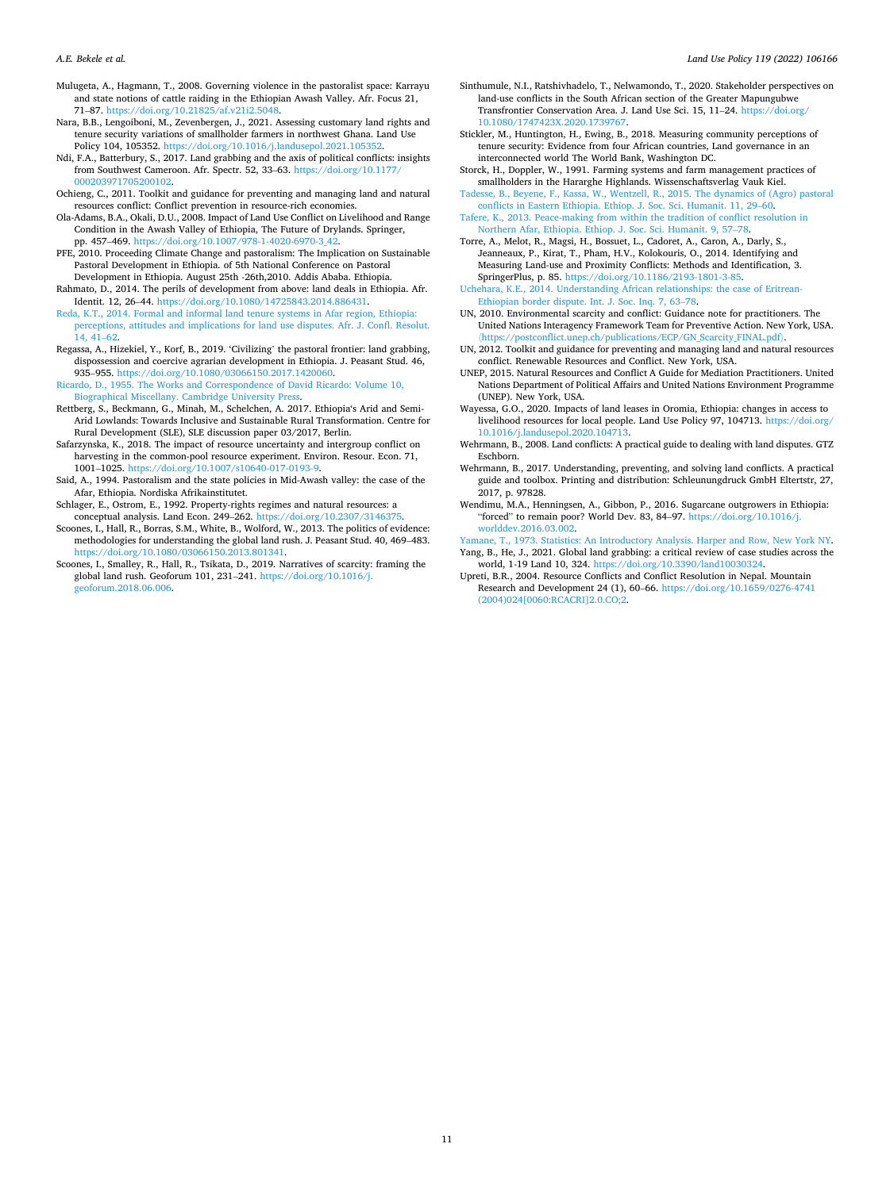Mulugeta, A., Hagmann, T., 2008. Governing violence in the pastoralist space: Karrayu and state notions of cattle raiding in the Ethiopian Awash Valley. Afr. Focus 21, 71–87. https://doi.org/10.21825/af.v21i2.5048.

Nara, B.B., Lengoiboni, M., Zevenbergen, J., 2021. Assessing customary land rights and tenure security variations of smallholder farmers in northwest Ghana. Land Use Policy 104, 105352. https://doi.org/10.1016/j.landusepol.2021.105352.

Ndi, F.A., Batterbury, S., 2017. Land grabbing and the axis of political conflicts: insights from Southwest Cameroon. Afr. Spectr. 52, 33–63. https://doi.org/10.1177/000203971705200102.

Ochieng, C., 2011. Toolkit and guidance for preventing and managing land and natural resources conflict: Conflict prevention in resource-rich economies.

Ola-Adams, B.A., Okali, D.U., 2008. Impact of Land Use Conflict on Livelihood and Range Condition in the Awash Valley of Ethiopia, The Future of Drylands. Springer, pp. 457–469. https://doi.org/10.1007/978-1-4020-6970-3_42.

PFE, 2010. Proceeding Climate Change and pastoralism: The Implication on Sustainable Pastoral Development in Ethiopia. of 5th National Conference on Pastoral Development in Ethiopia. August 25th -26th,2010. Addis Ababa. Ethiopia.

Rahmato, D., 2014. The perils of development from above: land deals in Ethiopia. Afr. Identit. 12, 26–44. https://doi.org/10.1080/14725843.2014.886431.

Reda, K.T., 2014. Formal and informal land tenure systems in Afar region, Ethiopia: perceptions, attitudes and implications for land use disputes. Afr. J. Confl. Resolut. 14, 41–62.

Regassa, A., Hizekiel, Y., Korf, B., 2019. 'Civilizing' the pastoral frontier: land grabbing, dispossession and coercive agrarian development in Ethiopia. J. Peasant Stud. 46, 935–955. https://doi.org/10.1080/03066150.2017.1420060.

Ricardo, D., 1955. The Works and Correspondence of David Ricardo: Volume 10, Biographical Miscellany. Cambridge University Press.

Rettberg, S., Beckmann, G., Minah, M., Schelchen, A. 2017. Ethiopia's Arid and Semi-Arid Lowlands: Towards Inclusive and Sustainable Rural Transformation. Centre for Rural Development (SLE), SLE discussion paper 03/2017, Berlin.

Safarzynska, K., 2018. The impact of resource uncertainty and intergroup conflict on harvesting in the common-pool resource experiment. Environ. Resour. Econ. 71, 1001–1025. https://doi.org/10.1007/s10640-017-0193-9.

Said, A., 1994. Pastoralism and the state policies in Mid-Awash valley: the case of the Afar, Ethiopia. Nordiska Afrikainstitutet.

Schlager, E., Ostrom, E., 1992. Property-rights regimes and natural resources: a conceptual analysis. Land Econ. 249–262. https://doi.org/10.2307/3146375.

Scoones, I., Hall, R., Borras, S.M., White, B., Wolford, W., 2013. The politics of evidence: methodologies for understanding the global land rush. J. Peasant Stud. 40, 469–483. https://doi.org/10.1080/03066150.2013.801341.

Scoones, I., Smalley, R., Hall, R., Tsikata, D., 2019. Narratives of scarcity: framing the global land rush. Geoforum 101, 231–241. https://doi.org/10.1016/j.geoforum.2018.06.006.

Sinthumule, N.I., Ratshivhadelo, T., Nelwamondo, T., 2020. Stakeholder perspectives on land-use conflicts in the South African section of the Greater Mapungubwe Transfrontier Conservation Area. J. Land Use Sci. 15, 11–24. https://doi.org/10.1080/1747423X.2020.1739767.

Stickler, M., Huntington, H., Ewing, B., 2018. Measuring community perceptions of tenure security: Evidence from four African countries, Land governance in an interconnected world The World Bank, Washington DC.

Storck, H., Doppler, W., 1991. Farming systems and farm management practices of smallholders in the Hararghe Highlands. Wissenschaftsverlag Vauk Kiel.

Tadesse, B., Beyene, F., Kassa, W., Wentzell, R., 2015. The dynamics of (Agro) pastoral conflicts in Eastern Ethiopia. Ethiop. J. Soc. Sci. Humanit. 11, 29–60.

Tafere, K., 2013. Peace-making from within the tradition of conflict resolution in Northern Afar, Ethiopia. Ethiop. J. Soc. Sci. Humanit. 9, 57–78.

Torre, A., Melot, R., Magsi, H., Bossuet, L., Cadoret, A., Caron, A., Darly, S., Jeanneaux, P., Kirat, T., Pham, H.V., Kolokouris, O., 2014. Identifying and Measuring Land-use and Proximity Conflicts: Methods and Identification, 3. SpringerPlus, p. 85. https://doi.org/10.1186/2193-1801-3-85.

Uchehara, K.E., 2014. Understanding African relationships: the case of Eritrean-Ethiopian border dispute. Int. J. Soc. Inq. 7, 63–78.

UN, 2010. Environmental scarcity and conflict: Guidance note for practitioners. The United Nations Interagency Framework Team for Preventive Action. New York, USA. ⟨https://postconflict.unep.ch/publications/ECP/GN_Scarcity_FINAL.pdf⟩.

UN, 2012. Toolkit and guidance for preventing and managing land and natural resources conflict. Renewable Resources and Conflict. New York, USA.

UNEP, 2015. Natural Resources and Conflict A Guide for Mediation Practitioners. United Nations Department of Political Affairs and United Nations Environment Programme (UNEP). New York, USA.

Wayessa, G.O., 2020. Impacts of land leases in Oromia, Ethiopia: changes in access to livelihood resources for local people. Land Use Policy 97, 104713. https://doi.org/10.1016/j.landusepol.2020.104713.

Wehrmann, B., 2008. Land conflicts: A practical guide to dealing with land disputes. GTZ Eschborn.

Wehrmann, B., 2017. Understanding, preventing, and solving land conflicts. A practical guide and toolbox. Printing and distribution: Schleunungdruck GmbH Eltertstr, 27, 2017, p. 97828.

Wendimu, M.A., Henningsen, A., Gibbon, P., 2016. Sugarcane outgrowers in Ethiopia: "forced" to remain poor? World Dev. 83, 84–97. https://doi.org/10.1016/j.worlddev.2016.03.002.

Yamane, T., 1973. Statistics: An Introductory Analysis. Harper and Row, New York NY.

Yang, B., He, J., 2021. Global land grabbing: a critical review of case studies across the world, 1-19 Land 10, 324. https://doi.org/10.3390/land10030324.

Upreti, B.R., 2004. Resource Conflicts and Conflict Resolution in Nepal. Mountain Research and Development 24 (1), 60–66. https://doi.org/10.1659/0276-4741(2004)024[0060:RCACRI]2.0.CO;2.